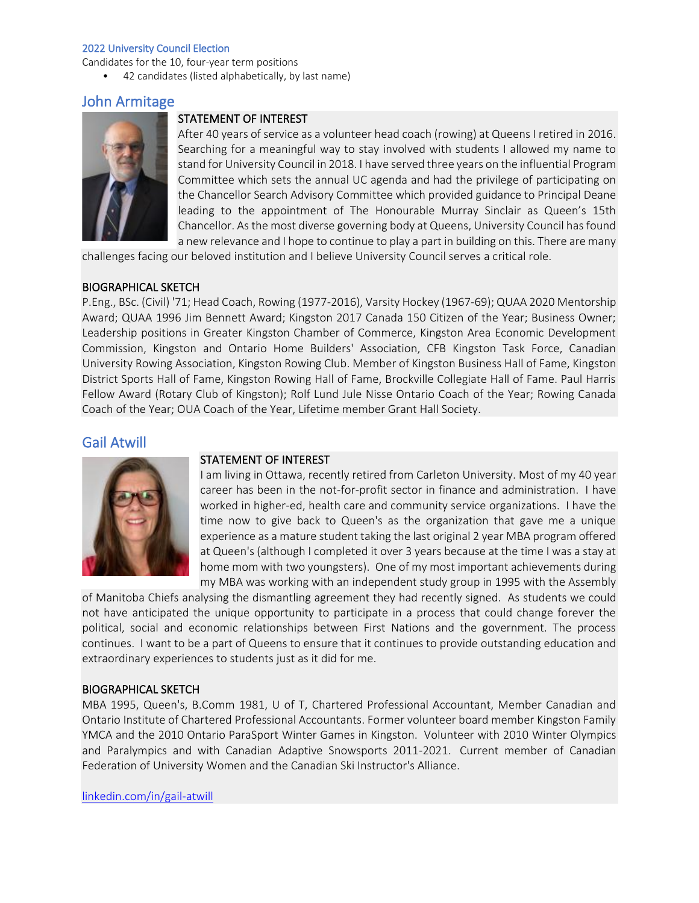2022 University Council Election

Candidates for the 10, four-year term positions

- 42 candidates (listed alphabetically, by last name)

## John Armitage

### STATEMENT OF INTEREST

After 40 years of service as a volunteer head coach (rowing) at Queens I retired in 2016. Searching for a meaningful way to stay involved with students I allowed my name to stand for University Council in 2018. I have served three years on the influential Program Committee which sets the annual UC agenda and had the privilege of participating on the Chancellor Search Advisory Committee which provided guidance to Principal Deane leading to the appointment of The Honourable Murray Sinclair as Queen's 15th Chancellor. As the most diverse governing body at Queens, University Council has found a new relevance and I hope to continue to play a part in building on this. There are many challenges facing our beloved institution and I believe University Council serves a critical role.

### BIOGRAPHICAL SKETCH

P.Eng., BSc. (Civil) '71; Head Coach, Rowing (1977-2016), Varsity Hockey (1967-69); QUAA 2020 Mentorship Award; QUAA 1996 Jim Bennett Award; Kingston 2017 Canada 150 Citizen of the Year; Business Owner; Leadership positions in Greater Kingston Chamber of Commerce, Kingston Area Economic Development Commission, Kingston and Ontario Home Builders' Association, CFB Kingston Task Force, Canadian University Rowing Association, Kingston Rowing Club. Member of Kingston Business Hall of Fame, Kingston District Sports Hall of Fame, Kingston Rowing Hall of Fame, Brockville Collegiate Hall of Fame. Paul Harris Fellow Award (Rotary Club of Kingston); Rolf Lund Jule Nisse Ontario Coach of the Year; Rowing Canada Coach of the Year; OUA Coach of the Year, Lifetime member Grant Hall Society.

## Gail Atwill

### STATEMENT OF INTEREST

I am living in Ottawa, recently retired from Carleton University. Most of my 40 year career has been in the not-for-profit sector in finance and administration. I have worked in higher-ed, health care and community service organizations. I have the time now to give back to Queen's as the organization that gave me a unique experience as a mature student taking the last original 2 year MBA program offered at Queen's (although I completed it over 3 years because at the time I was a stay at home mom with two youngsters). One of my most important achievements during my MBA was working with an independent study group in 1995 with the Assembly of Manitoba Chiefs analysing the dismantling agreement they had recently signed. As students we could not have anticipated the unique opportunity to participate in a process that could change forever the political, social and economic relationships between First Nations and the government. The process continues. I want to be a part of Queens to ensure that it continues to provide outstanding education and extraordinary experiences to students just as it did for me.

### BIOGRAPHICAL SKETCH

MBA 1995, Queen's, B.Comm 1981, U of T, Chartered Professional Accountant, Member Canadian and Ontario Institute of Chartered Professional Accountants. Former volunteer board member Kingston Family YMCA and the 2010 Ontario ParaSport Winter Games in Kingston. Volunteer with 2010 Winter Olympics and Paralympics and with Canadian Adaptive Snowsports 2011-2021. Current member of Canadian Federation of University Women and the Canadian Ski Instructor's Alliance.

[linkedin.com/in/gail-atwill](linkedin.com/in/gail-atwill)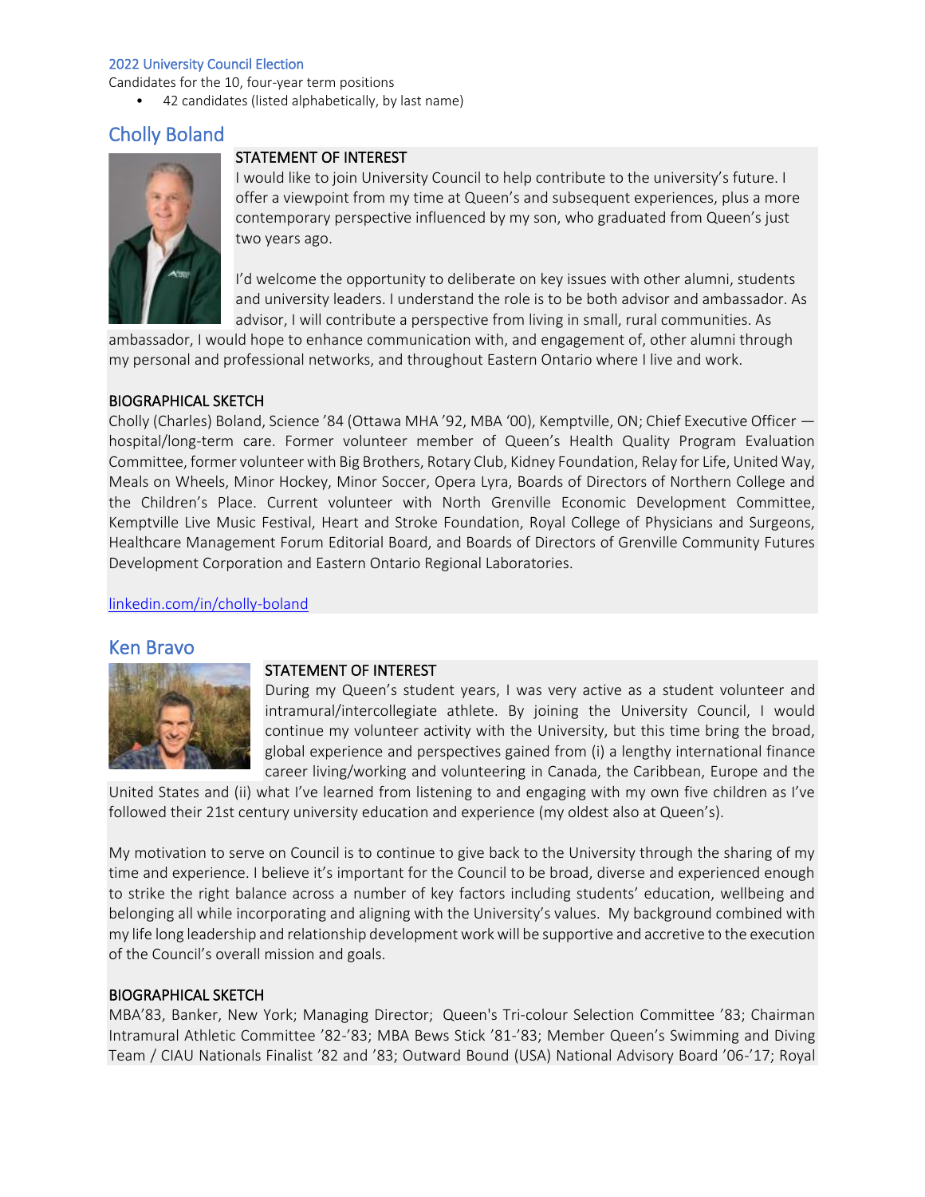2022 University Council Election

Candidates for the 10, four-year term positions

- 42 candidates (listed alphabetically, by last name)

## Cholly Boland

### STATEMENT OF INTEREST

I would like to join University Council to help contribute to the university's future. I offer a viewpoint from my time at Queen's and subsequent experiences, plus a more contemporary perspective influenced by my son, who graduated from Queen's just two years ago.

I'd welcome the opportunity to deliberate on key issues with other alumni, students and university leaders. I understand the role is to be both advisor and ambassador. As advisor, I will contribute a perspective from living in small, rural communities. As ambassador, I would hope to enhance communication with, and engagement of, other alumni through my personal and professional networks, and throughout Eastern Ontario where I live and work.

### BIOGRAPHICAL SKETCH

Cholly (Charles) Boland, Science '84 (Ottawa MHA '92, MBA '00), Kemptville, ON; Chief Executive Officer — hospital/long-term care. Former volunteer member of Queen's Health Quality Program Evaluation Committee, former volunteer with Big Brothers, Rotary Club, Kidney Foundation, Relay for Life, United Way, Meals on Wheels, Minor Hockey, Minor Soccer, Opera Lyra, Boards of Directors of Northern College and the Children's Place. Current volunteer with North Grenville Economic Development Committee, Kemptville Live Music Festival, Heart and Stroke Foundation, Royal College of Physicians and Surgeons, Healthcare Management Forum Editorial Board, and Boards of Directors of Grenville Community Futures Development Corporation and Eastern Ontario Regional Laboratories.

linkedin.com/in/cholly-boland

## Ken Bravo

### STATEMENT OF INTEREST

During my Queen's student years, I was very active as a student volunteer and intramural/intercollegiate athlete. By joining the University Council, I would continue my volunteer activity with the University, but this time bring the broad, global experience and perspectives gained from (i) a lengthy international finance career living/working and volunteering in Canada, the Caribbean, Europe and the United States and (ii) what I've learned from listening to and engaging with my own five children as I've followed their 21st century university education and experience (my oldest also at Queen's).

My motivation to serve on Council is to continue to give back to the University through the sharing of my time and experience. I believe it's important for the Council to be broad, diverse and experienced enough to strike the right balance across a number of key factors including students' education, wellbeing and belonging all while incorporating and aligning with the University's values. My background combined with my life long leadership and relationship development work will be supportive and accretive to the execution of the Council's overall mission and goals.

### BIOGRAPHICAL SKETCH

MBA'83, Banker, New York; Managing Director; Queen's Tri-colour Selection Committee '83; Chairman Intramural Athletic Committee '82-'83; MBA Bews Stick '81-'83; Member Queen's Swimming and Diving Team / CIAU Nationals Finalist '82 and '83; Outward Bound (USA) National Advisory Board '06-'17; Royal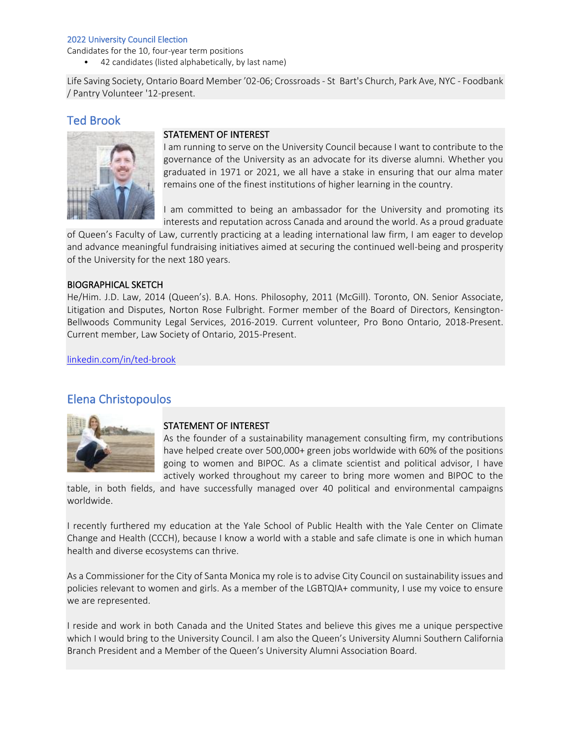2022 University Council Election

Candidates for the 10, four-year term positions

- 42 candidates (listed alphabetically, by last name)

Life Saving Society, Ontario Board Member '02-06; Crossroads - St Bart's Church, Park Ave, NYC - Foodbank / Pantry Volunteer '12-present.

## Ted Brook

STATEMENT OF INTEREST

I am running to serve on the University Council because I want to contribute to the governance of the University as an advocate for its diverse alumni. Whether you graduated in 1971 or 2021, we all have a stake in ensuring that our alma mater remains one of the finest institutions of higher learning in the country.

I am committed to being an ambassador for the University and promoting its interests and reputation across Canada and around the world. As a proud graduate of Queen's Faculty of Law, currently practicing at a leading international law firm, I am eager to develop and advance meaningful fundraising initiatives aimed at securing the continued well-being and prosperity of the University for the next 180 years.

BIOGRAPHICAL SKETCH

He/Him. J.D. Law, 2014 (Queen's). B.A. Hons. Philosophy, 2011 (McGill). Toronto, ON. Senior Associate, Litigation and Disputes, Norton Rose Fulbright. Former member of the Board of Directors, Kensington-Bellwoods Community Legal Services, 2016-2019. Current volunteer, Pro Bono Ontario, 2018-Present. Current member, Law Society of Ontario, 2015-Present.

linkedin.com/in/ted-brook

## Elena Christopoulos

STATEMENT OF INTEREST

As the founder of a sustainability management consulting firm, my contributions have helped create over 500,000+ green jobs worldwide with 60% of the positions going to women and BIPOC. As a climate scientist and political advisor, I have actively worked throughout my career to bring more women and BIPOC to the table, in both fields, and have successfully managed over 40 political and environmental campaigns worldwide.

I recently furthered my education at the Yale School of Public Health with the Yale Center on Climate Change and Health (CCCH), because I know a world with a stable and safe climate is one in which human health and diverse ecosystems can thrive.

As a Commissioner for the City of Santa Monica my role is to advise City Council on sustainability issues and policies relevant to women and girls. As a member of the LGBTQIA+ community, I use my voice to ensure we are represented.

I reside and work in both Canada and the United States and believe this gives me a unique perspective which I would bring to the University Council. I am also the Queen's University Alumni Southern California Branch President and a Member of the Queen's University Alumni Association Board.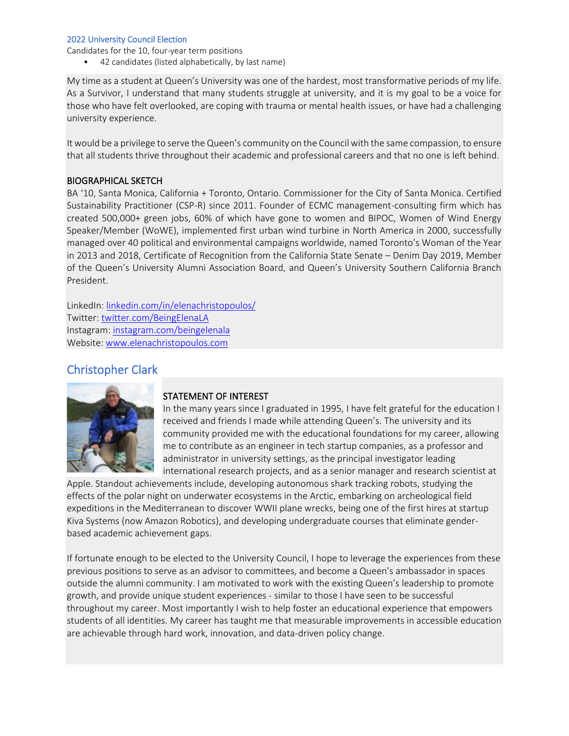2022 University Council Election

Candidates for the 10, four-year term positions

- 42 candidates (listed alphabetically, by last name)

My time as a student at Queen's University was one of the hardest, most transformative periods of my life. As a Survivor, I understand that many students struggle at university, and it is my goal to be a voice for those who have felt overlooked, are coping with trauma or mental health issues, or have had a challenging university experience.

It would be a privilege to serve the Queen's community on the Council with the same compassion, to ensure that all students thrive throughout their academic and professional careers and that no one is left behind.

**BIOGRAPHICAL SKETCH**

BA '10, Santa Monica, California + Toronto, Ontario. Commissioner for the City of Santa Monica. Certified Sustainability Practitioner (CSP-R) since 2011. Founder of ECMC management-consulting firm which has created 500,000+ green jobs, 60% of which have gone to women and BIPOC, Women of Wind Energy Speaker/Member (WoWE), implemented first urban wind turbine in North America in 2000, successfully managed over 40 political and environmental campaigns worldwide, named Toronto's Woman of the Year in 2013 and 2018, Certificate of Recognition from the California State Senate – Denim Day 2019, Member of the Queen's University Alumni Association Board, and Queen's University Southern California Branch President.

LinkedIn: [linkedin.com/in/elenachristopoulos/](linkedin.com/in/elenachristopoulos/)
Twitter: [twitter.com/BeingElenaLA](twitter.com/BeingElenaLA)
Instagram: [instagram.com/beingelenala](instagram.com/beingelenala)
Website: [www.elenachristopoulos.com](www.elenachristopoulos.com)

## Christopher Clark

**STATEMENT OF INTEREST**

In the many years since I graduated in 1995, I have felt grateful for the education I received and friends I made while attending Queen's. The university and its community provided me with the educational foundations for my career, allowing me to contribute as an engineer in tech startup companies, as a professor and administrator in university settings, as the principal investigator leading international research projects, and as a senior manager and research scientist at Apple. Standout achievements include, developing autonomous shark tracking robots, studying the effects of the polar night on underwater ecosystems in the Arctic, embarking on archeological field expeditions in the Mediterranean to discover WWII plane wrecks, being one of the first hires at startup Kiva Systems (now Amazon Robotics), and developing undergraduate courses that eliminate gender-based academic achievement gaps.

If fortunate enough to be elected to the University Council, I hope to leverage the experiences from these previous positions to serve as an advisor to committees, and become a Queen's ambassador in spaces outside the alumni community. I am motivated to work with the existing Queen's leadership to promote growth, and provide unique student experiences - similar to those I have seen to be successful throughout my career. Most importantly I wish to help foster an educational experience that empowers students of all identities. My career has taught me that measurable improvements in accessible education are achievable through hard work, innovation, and data-driven policy change.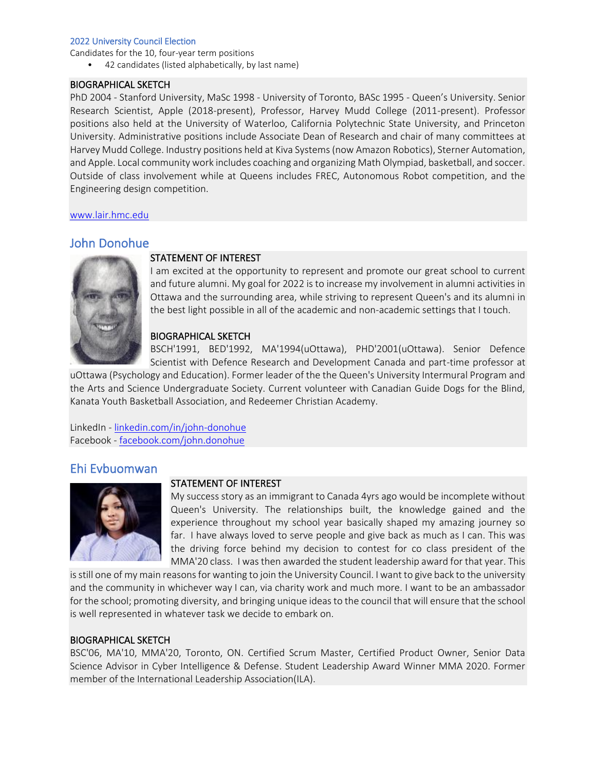2022 University Council Election

Candidates for the 10, four-year term positions

- 42 candidates (listed alphabetically, by last name)

BIOGRAPHICAL SKETCH

PhD 2004 - Stanford University, MaSc 1998 - University of Toronto, BASc 1995 - Queen's University. Senior Research Scientist, Apple (2018-present), Professor, Harvey Mudd College (2011-present). Professor positions also held at the University of Waterloo, California Polytechnic State University, and Princeton University. Administrative positions include Associate Dean of Research and chair of many committees at Harvey Mudd College. Industry positions held at Kiva Systems (now Amazon Robotics), Sterner Automation, and Apple. Local community work includes coaching and organizing Math Olympiad, basketball, and soccer. Outside of class involvement while at Queens includes FREC, Autonomous Robot competition, and the Engineering design competition.

[www.lair.hmc.edu](www.lair.hmc.edu)

## John Donohue

STATEMENT OF INTEREST

I am excited at the opportunity to represent and promote our great school to current and future alumni. My goal for 2022 is to increase my involvement in alumni activities in Ottawa and the surrounding area, while striving to represent Queen's and its alumni in the best light possible in all of the academic and non-academic settings that I touch.

BIOGRAPHICAL SKETCH

BSCH'1991, BED'1992, MA'1994(uOttawa), PHD'2001(uOttawa). Senior Defence Scientist with Defence Research and Development Canada and part-time professor at uOttawa (Psychology and Education). Former leader of the the Queen's University Intermural Program and the Arts and Science Undergraduate Society. Current volunteer with Canadian Guide Dogs for the Blind, Kanata Youth Basketball Association, and Redeemer Christian Academy.

LinkedIn - [linkedin.com/in/john-donohue](linkedin.com/in/john-donohue)
Facebook - [facebook.com/john.donohue](facebook.com/john.donohue)

## Ehi Evbuomwan

STATEMENT OF INTEREST

My success story as an immigrant to Canada 4yrs ago would be incomplete without Queen's University. The relationships built, the knowledge gained and the experience throughout my school year basically shaped my amazing journey so far. I have always loved to serve people and give back as much as I can. This was the driving force behind my decision to contest for co class president of the MMA'20 class. I was then awarded the student leadership award for that year. This is still one of my main reasons for wanting to join the University Council. I want to give back to the university and the community in whichever way I can, via charity work and much more. I want to be an ambassador for the school; promoting diversity, and bringing unique ideas to the council that will ensure that the school is well represented in whatever task we decide to embark on.

BIOGRAPHICAL SKETCH

BSC'06, MA'10, MMA'20, Toronto, ON. Certified Scrum Master, Certified Product Owner, Senior Data Science Advisor in Cyber Intelligence & Defense. Student Leadership Award Winner MMA 2020. Former member of the International Leadership Association(ILA).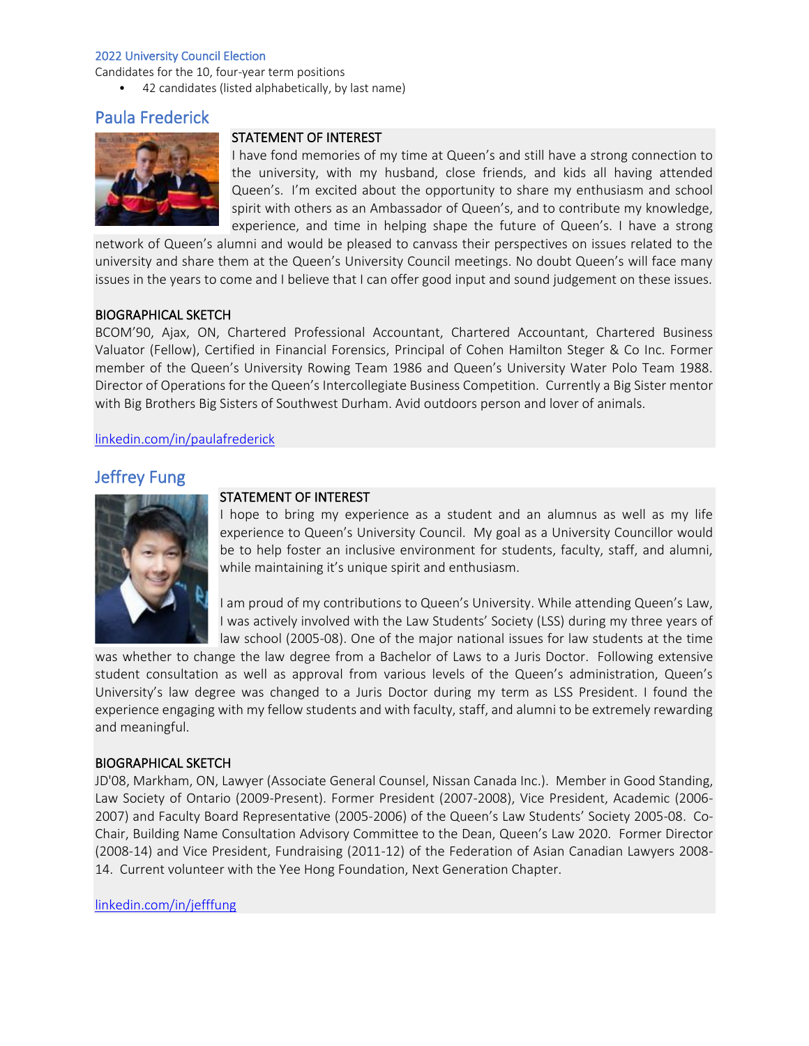2022 University Council Election

Candidates for the 10, four-year term positions

- 42 candidates (listed alphabetically, by last name)

## Paula Frederick

### STATEMENT OF INTEREST

I have fond memories of my time at Queen's and still have a strong connection to the university, with my husband, close friends, and kids all having attended Queen's. I'm excited about the opportunity to share my enthusiasm and school spirit with others as an Ambassador of Queen's, and to contribute my knowledge, experience, and time in helping shape the future of Queen's. I have a strong network of Queen's alumni and would be pleased to canvass their perspectives on issues related to the university and share them at the Queen's University Council meetings. No doubt Queen's will face many issues in the years to come and I believe that I can offer good input and sound judgement on these issues.

### BIOGRAPHICAL SKETCH

BCOM'90, Ajax, ON, Chartered Professional Accountant, Chartered Accountant, Chartered Business Valuator (Fellow), Certified in Financial Forensics, Principal of Cohen Hamilton Steger & Co Inc. Former member of the Queen's University Rowing Team 1986 and Queen's University Water Polo Team 1988. Director of Operations for the Queen's Intercollegiate Business Competition. Currently a Big Sister mentor with Big Brothers Big Sisters of Southwest Durham. Avid outdoors person and lover of animals.

linkedin.com/in/paulafrederick

## Jeffrey Fung

### STATEMENT OF INTEREST

I hope to bring my experience as a student and an alumnus as well as my life experience to Queen's University Council. My goal as a University Councillor would be to help foster an inclusive environment for students, faculty, staff, and alumni, while maintaining it's unique spirit and enthusiasm.

I am proud of my contributions to Queen's University. While attending Queen's Law, I was actively involved with the Law Students' Society (LSS) during my three years of law school (2005-08). One of the major national issues for law students at the time was whether to change the law degree from a Bachelor of Laws to a Juris Doctor. Following extensive student consultation as well as approval from various levels of the Queen's administration, Queen's University's law degree was changed to a Juris Doctor during my term as LSS President. I found the experience engaging with my fellow students and with faculty, staff, and alumni to be extremely rewarding and meaningful.

### BIOGRAPHICAL SKETCH

JD'08, Markham, ON, Lawyer (Associate General Counsel, Nissan Canada Inc.). Member in Good Standing, Law Society of Ontario (2009-Present). Former President (2007-2008), Vice President, Academic (2006-2007) and Faculty Board Representative (2005-2006) of the Queen's Law Students' Society 2005-08. Co-Chair, Building Name Consultation Advisory Committee to the Dean, Queen's Law 2020. Former Director (2008-14) and Vice President, Fundraising (2011-12) of the Federation of Asian Canadian Lawyers 2008-14. Current volunteer with the Yee Hong Foundation, Next Generation Chapter.

linkedin.com/in/jefffung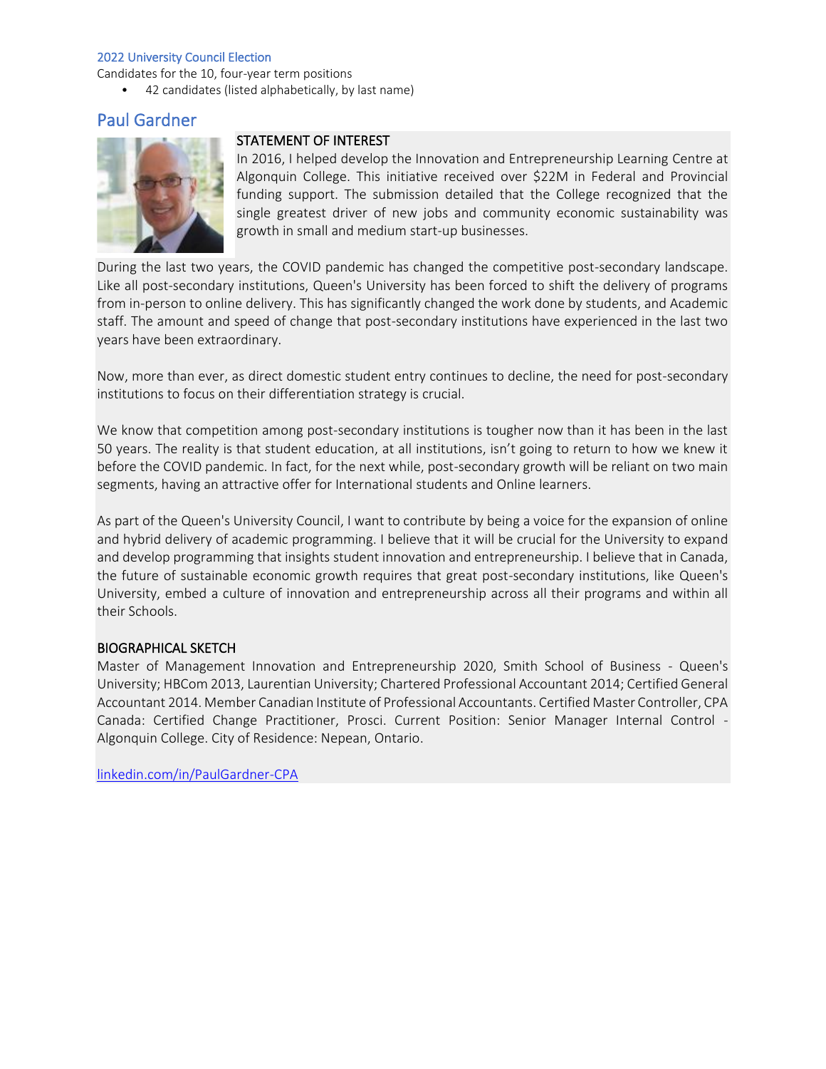2022 University Council Election

Candidates for the 10, four-year term positions

- 42 candidates (listed alphabetically, by last name)

## Paul Gardner

STATEMENT OF INTEREST

In 2016, I helped develop the Innovation and Entrepreneurship Learning Centre at Algonquin College. This initiative received over $22M in Federal and Provincial funding support. The submission detailed that the College recognized that the single greatest driver of new jobs and community economic sustainability was growth in small and medium start-up businesses.

During the last two years, the COVID pandemic has changed the competitive post-secondary landscape. Like all post-secondary institutions, Queen's University has been forced to shift the delivery of programs from in-person to online delivery. This has significantly changed the work done by students, and Academic staff. The amount and speed of change that post-secondary institutions have experienced in the last two years have been extraordinary.

Now, more than ever, as direct domestic student entry continues to decline, the need for post-secondary institutions to focus on their differentiation strategy is crucial.

We know that competition among post-secondary institutions is tougher now than it has been in the last 50 years. The reality is that student education, at all institutions, isn't going to return to how we knew it before the COVID pandemic. In fact, for the next while, post-secondary growth will be reliant on two main segments, having an attractive offer for International students and Online learners.

As part of the Queen's University Council, I want to contribute by being a voice for the expansion of online and hybrid delivery of academic programming. I believe that it will be crucial for the University to expand and develop programming that insights student innovation and entrepreneurship. I believe that in Canada, the future of sustainable economic growth requires that great post-secondary institutions, like Queen's University, embed a culture of innovation and entrepreneurship across all their programs and within all their Schools.

BIOGRAPHICAL SKETCH

Master of Management Innovation and Entrepreneurship 2020, Smith School of Business - Queen's University; HBCom 2013, Laurentian University; Chartered Professional Accountant 2014; Certified General Accountant 2014. Member Canadian Institute of Professional Accountants. Certified Master Controller, CPA Canada: Certified Change Practitioner, Prosci. Current Position: Senior Manager Internal Control - Algonquin College. City of Residence: Nepean, Ontario.

linkedin.com/in/PaulGardner-CPA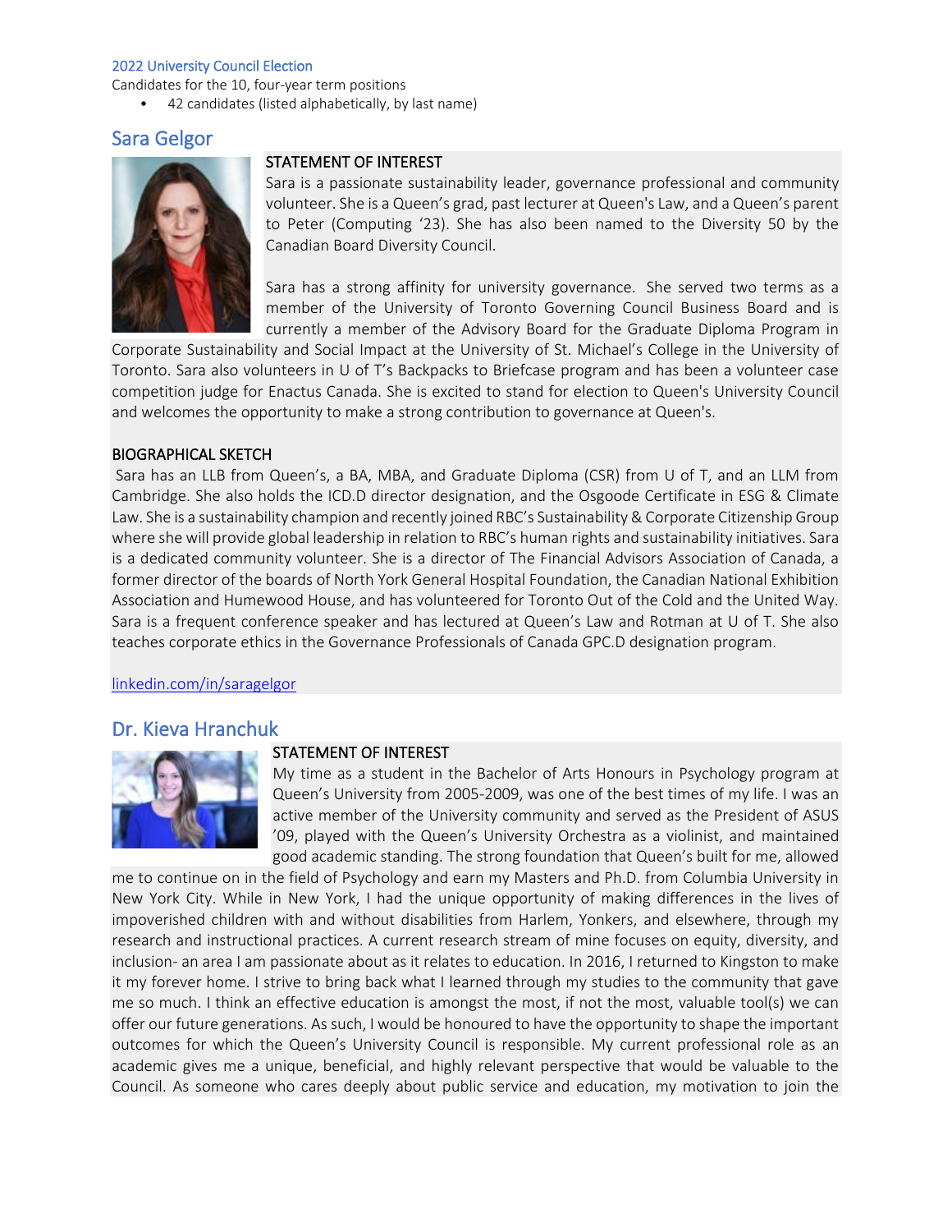2022 University Council Election

Candidates for the 10, four-year term positions

- 42 candidates (listed alphabetically, by last name)

## Sara Gelgor

STATEMENT OF INTEREST

Sara is a passionate sustainability leader, governance professional and community volunteer. She is a Queen's grad, past lecturer at Queen's Law, and a Queen's parent to Peter (Computing '23). She has also been named to the Diversity 50 by the Canadian Board Diversity Council.

Sara has a strong affinity for university governance. She served two terms as a member of the University of Toronto Governing Council Business Board and is currently a member of the Advisory Board for the Graduate Diploma Program in Corporate Sustainability and Social Impact at the University of St. Michael's College in the University of Toronto. Sara also volunteers in U of T's Backpacks to Briefcase program and has been a volunteer case competition judge for Enactus Canada. She is excited to stand for election to Queen's University Council and welcomes the opportunity to make a strong contribution to governance at Queen's.

BIOGRAPHICAL SKETCH

Sara has an LLB from Queen's, a BA, MBA, and Graduate Diploma (CSR) from U of T, and an LLM from Cambridge. She also holds the ICD.D director designation, and the Osgoode Certificate in ESG & Climate Law. She is a sustainability champion and recently joined RBC's Sustainability & Corporate Citizenship Group where she will provide global leadership in relation to RBC's human rights and sustainability initiatives. Sara is a dedicated community volunteer. She is a director of The Financial Advisors Association of Canada, a former director of the boards of North York General Hospital Foundation, the Canadian National Exhibition Association and Humewood House, and has volunteered for Toronto Out of the Cold and the United Way. Sara is a frequent conference speaker and has lectured at Queen's Law and Rotman at U of T. She also teaches corporate ethics in the Governance Professionals of Canada GPC.D designation program.

linkedin.com/in/saragelgor

## Dr. Kieva Hranchuk

STATEMENT OF INTEREST

My time as a student in the Bachelor of Arts Honours in Psychology program at Queen's University from 2005-2009, was one of the best times of my life. I was an active member of the University community and served as the President of ASUS '09, played with the Queen's University Orchestra as a violinist, and maintained good academic standing. The strong foundation that Queen's built for me, allowed me to continue on in the field of Psychology and earn my Masters and Ph.D. from Columbia University in New York City. While in New York, I had the unique opportunity of making differences in the lives of impoverished children with and without disabilities from Harlem, Yonkers, and elsewhere, through my research and instructional practices. A current research stream of mine focuses on equity, diversity, and inclusion- an area I am passionate about as it relates to education. In 2016, I returned to Kingston to make it my forever home. I strive to bring back what I learned through my studies to the community that gave me so much. I think an effective education is amongst the most, if not the most, valuable tool(s) we can offer our future generations. As such, I would be honoured to have the opportunity to shape the important outcomes for which the Queen's University Council is responsible. My current professional role as an academic gives me a unique, beneficial, and highly relevant perspective that would be valuable to the Council. As someone who cares deeply about public service and education, my motivation to join the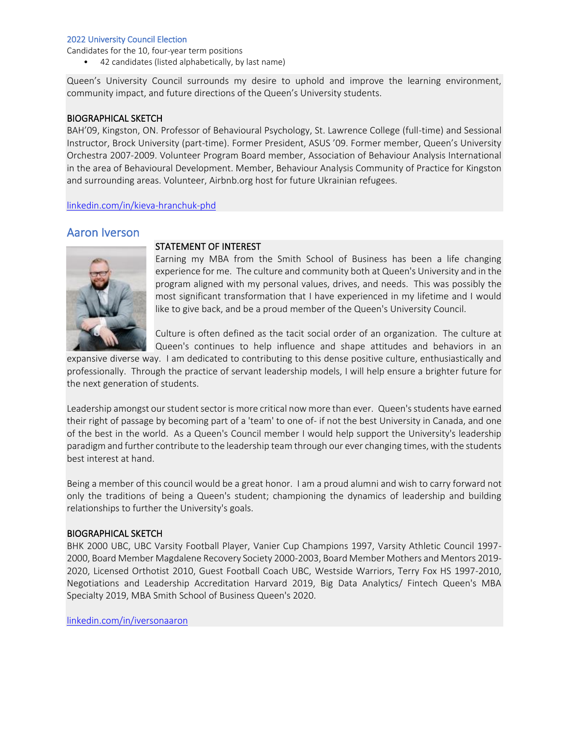2022 University Council Election

Candidates for the 10, four-year term positions

- 42 candidates (listed alphabetically, by last name)

Queen's University Council surrounds my desire to uphold and improve the learning environment, community impact, and future directions of the Queen's University students.

**BIOGRAPHICAL SKETCH**

BAH'09, Kingston, ON. Professor of Behavioural Psychology, St. Lawrence College (full-time) and Sessional Instructor, Brock University (part-time). Former President, ASUS '09. Former member, Queen's University Orchestra 2007-2009. Volunteer Program Board member, Association of Behaviour Analysis International in the area of Behavioural Development. Member, Behaviour Analysis Community of Practice for Kingston and surrounding areas. Volunteer, Airbnb.org host for future Ukrainian refugees.

linkedin.com/in/kieva-hranchuk-phd

## Aaron Iverson

**STATEMENT OF INTEREST**

Earning my MBA from the Smith School of Business has been a life changing experience for me. The culture and community both at Queen's University and in the program aligned with my personal values, drives, and needs. This was possibly the most significant transformation that I have experienced in my lifetime and I would like to give back, and be a proud member of the Queen's University Council.

Culture is often defined as the tacit social order of an organization. The culture at Queen's continues to help influence and shape attitudes and behaviors in an expansive diverse way. I am dedicated to contributing to this dense positive culture, enthusiastically and professionally. Through the practice of servant leadership models, I will help ensure a brighter future for the next generation of students.

Leadership amongst our student sector is more critical now more than ever. Queen's students have earned their right of passage by becoming part of a 'team' to one of- if not the best University in Canada, and one of the best in the world. As a Queen's Council member I would help support the University's leadership paradigm and further contribute to the leadership team through our ever changing times, with the students best interest at hand.

Being a member of this council would be a great honor. I am a proud alumni and wish to carry forward not only the traditions of being a Queen's student; championing the dynamics of leadership and building relationships to further the University's goals.

**BIOGRAPHICAL SKETCH**

BHK 2000 UBC, UBC Varsity Football Player, Vanier Cup Champions 1997, Varsity Athletic Council 1997-2000, Board Member Magdalene Recovery Society 2000-2003, Board Member Mothers and Mentors 2019-2020, Licensed Orthotist 2010, Guest Football Coach UBC, Westside Warriors, Terry Fox HS 1997-2010, Negotiations and Leadership Accreditation Harvard 2019, Big Data Analytics/ Fintech Queen's MBA Specialty 2019, MBA Smith School of Business Queen's 2020.

linkedin.com/in/iversonaaron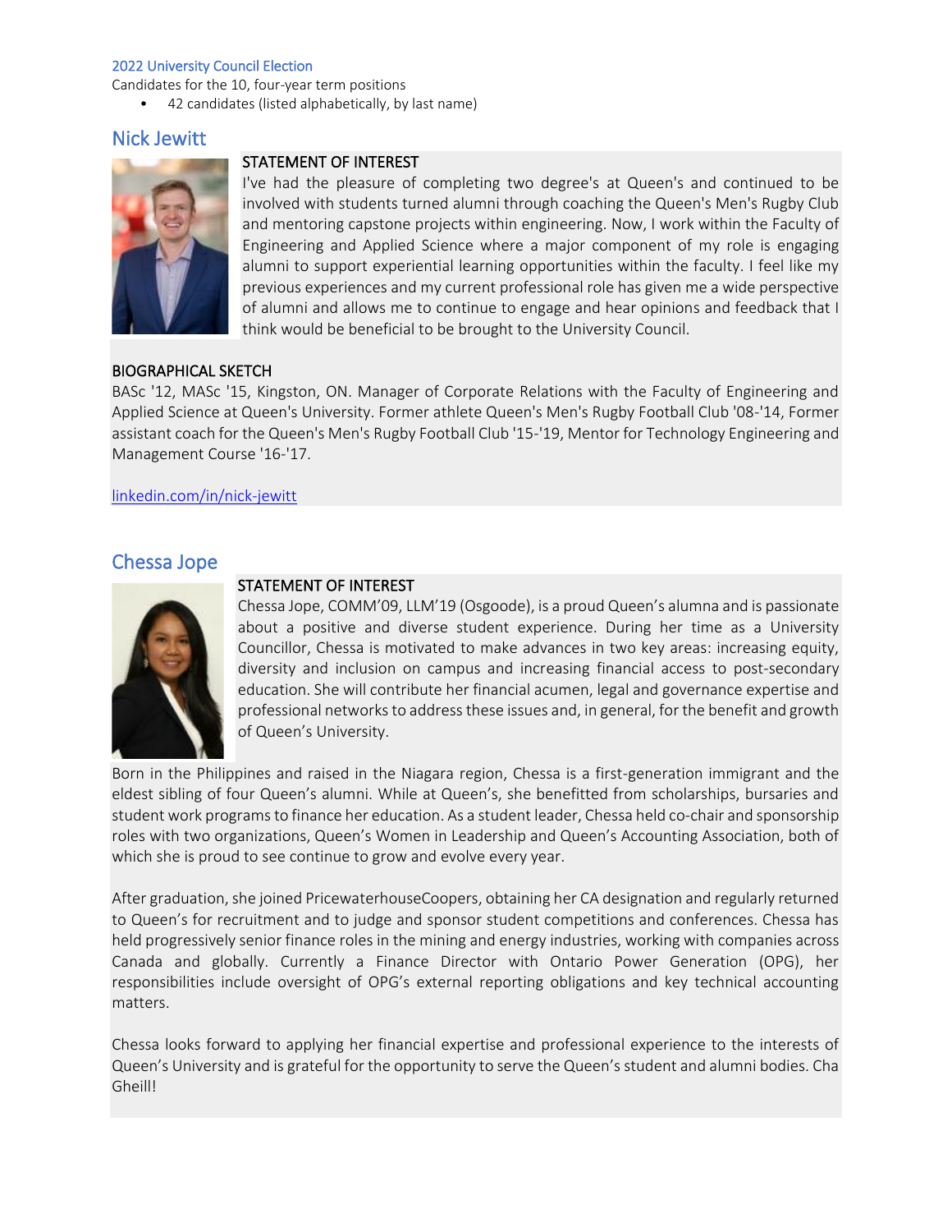2022 University Council Election

Candidates for the 10, four-year term positions

- 42 candidates (listed alphabetically, by last name)

## Nick Jewitt

**STATEMENT OF INTEREST**

I've had the pleasure of completing two degree's at Queen's and continued to be involved with students turned alumni through coaching the Queen's Men's Rugby Club and mentoring capstone projects within engineering. Now, I work within the Faculty of Engineering and Applied Science where a major component of my role is engaging alumni to support experiential learning opportunities within the faculty. I feel like my previous experiences and my current professional role has given me a wide perspective of alumni and allows me to continue to engage and hear opinions and feedback that I think would be beneficial to be brought to the University Council.

**BIOGRAPHICAL SKETCH**

BASc '12, MASc '15, Kingston, ON. Manager of Corporate Relations with the Faculty of Engineering and Applied Science at Queen's University. Former athlete Queen's Men's Rugby Football Club '08-'14, Former assistant coach for the Queen's Men's Rugby Football Club '15-'19, Mentor for Technology Engineering and Management Course '16-'17.

linkedin.com/in/nick-jewitt

## Chessa Jope

**STATEMENT OF INTEREST**

Chessa Jope, COMM'09, LLM'19 (Osgoode), is a proud Queen's alumna and is passionate about a positive and diverse student experience. During her time as a University Councillor, Chessa is motivated to make advances in two key areas: increasing equity, diversity and inclusion on campus and increasing financial access to post-secondary education. She will contribute her financial acumen, legal and governance expertise and professional networks to address these issues and, in general, for the benefit and growth of Queen's University.

Born in the Philippines and raised in the Niagara region, Chessa is a first-generation immigrant and the eldest sibling of four Queen's alumni. While at Queen's, she benefitted from scholarships, bursaries and student work programs to finance her education. As a student leader, Chessa held co-chair and sponsorship roles with two organizations, Queen's Women in Leadership and Queen's Accounting Association, both of which she is proud to see continue to grow and evolve every year.

After graduation, she joined PricewaterhouseCoopers, obtaining her CA designation and regularly returned to Queen's for recruitment and to judge and sponsor student competitions and conferences. Chessa has held progressively senior finance roles in the mining and energy industries, working with companies across Canada and globally. Currently a Finance Director with Ontario Power Generation (OPG), her responsibilities include oversight of OPG's external reporting obligations and key technical accounting matters.

Chessa looks forward to applying her financial expertise and professional experience to the interests of Queen's University and is grateful for the opportunity to serve the Queen's student and alumni bodies. Cha Gheill!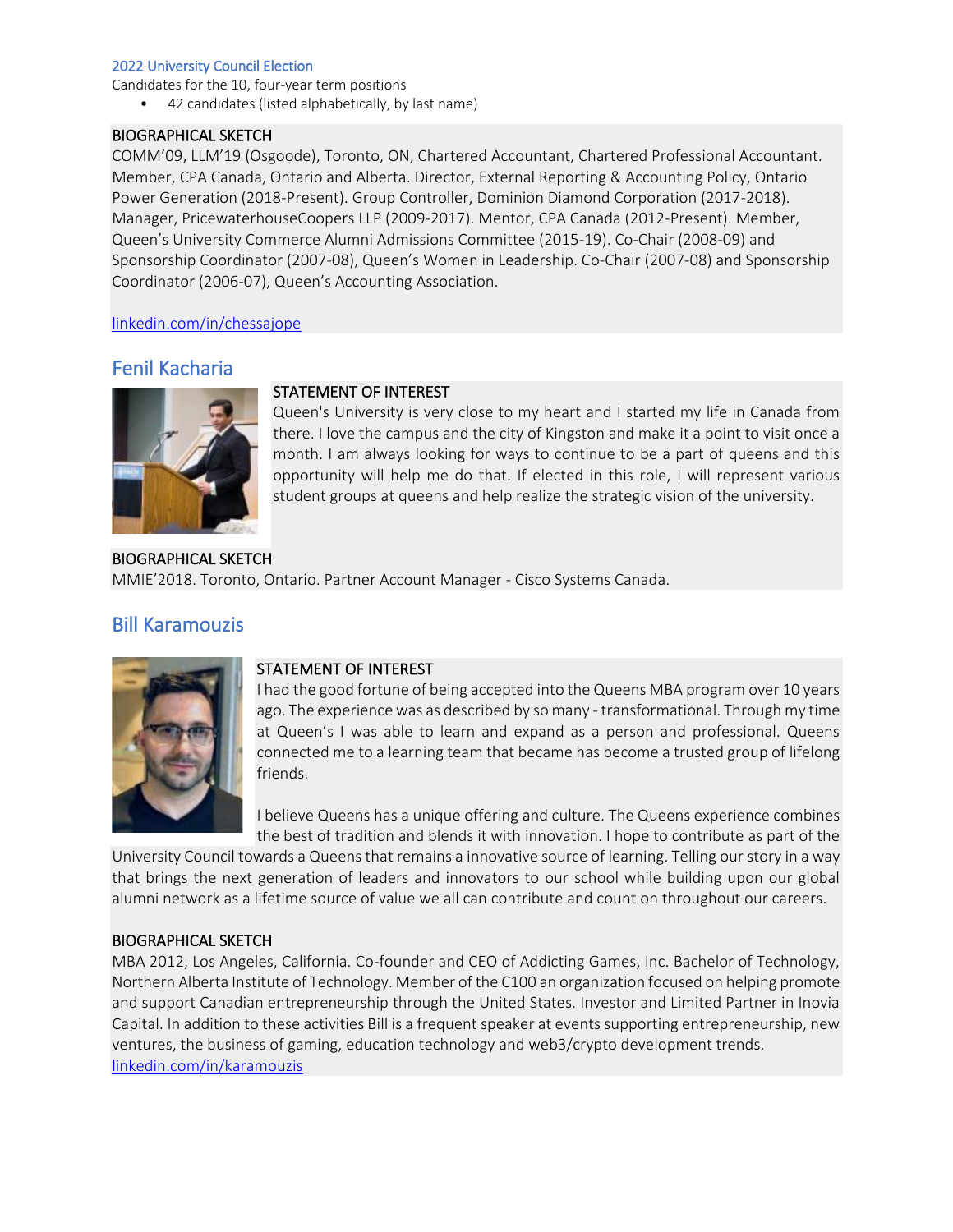2022 University Council Election

Candidates for the 10, four-year term positions

- 42 candidates (listed alphabetically, by last name)

BIOGRAPHICAL SKETCH

COMM'09, LLM'19 (Osgoode), Toronto, ON, Chartered Accountant, Chartered Professional Accountant. Member, CPA Canada, Ontario and Alberta. Director, External Reporting & Accounting Policy, Ontario Power Generation (2018-Present). Group Controller, Dominion Diamond Corporation (2017-2018). Manager, PricewaterhouseCoopers LLP (2009-2017). Mentor, CPA Canada (2012-Present). Member, Queen's University Commerce Alumni Admissions Committee (2015-19). Co-Chair (2008-09) and Sponsorship Coordinator (2007-08), Queen's Women in Leadership. Co-Chair (2007-08) and Sponsorship Coordinator (2006-07), Queen's Accounting Association.

linkedin.com/in/chessajope

## Fenil Kacharia

STATEMENT OF INTEREST

Queen's University is very close to my heart and I started my life in Canada from there. I love the campus and the city of Kingston and make it a point to visit once a month. I am always looking for ways to continue to be a part of queens and this opportunity will help me do that. If elected in this role, I will represent various student groups at queens and help realize the strategic vision of the university.

BIOGRAPHICAL SKETCH

MMIE'2018. Toronto, Ontario. Partner Account Manager - Cisco Systems Canada.

## Bill Karamouzis

STATEMENT OF INTEREST

I had the good fortune of being accepted into the Queens MBA program over 10 years ago. The experience was as described by so many - transformational. Through my time at Queen's I was able to learn and expand as a person and professional. Queens connected me to a learning team that became has become a trusted group of lifelong friends.

I believe Queens has a unique offering and culture. The Queens experience combines the best of tradition and blends it with innovation. I hope to contribute as part of the University Council towards a Queens that remains a innovative source of learning. Telling our story in a way that brings the next generation of leaders and innovators to our school while building upon our global alumni network as a lifetime source of value we all can contribute and count on throughout our careers.

BIOGRAPHICAL SKETCH

MBA 2012, Los Angeles, California. Co-founder and CEO of Addicting Games, Inc. Bachelor of Technology, Northern Alberta Institute of Technology. Member of the C100 an organization focused on helping promote and support Canadian entrepreneurship through the United States. Investor and Limited Partner in Inovia Capital. In addition to these activities Bill is a frequent speaker at events supporting entrepreneurship, new ventures, the business of gaming, education technology and web3/crypto development trends.

linkedin.com/in/karamouzis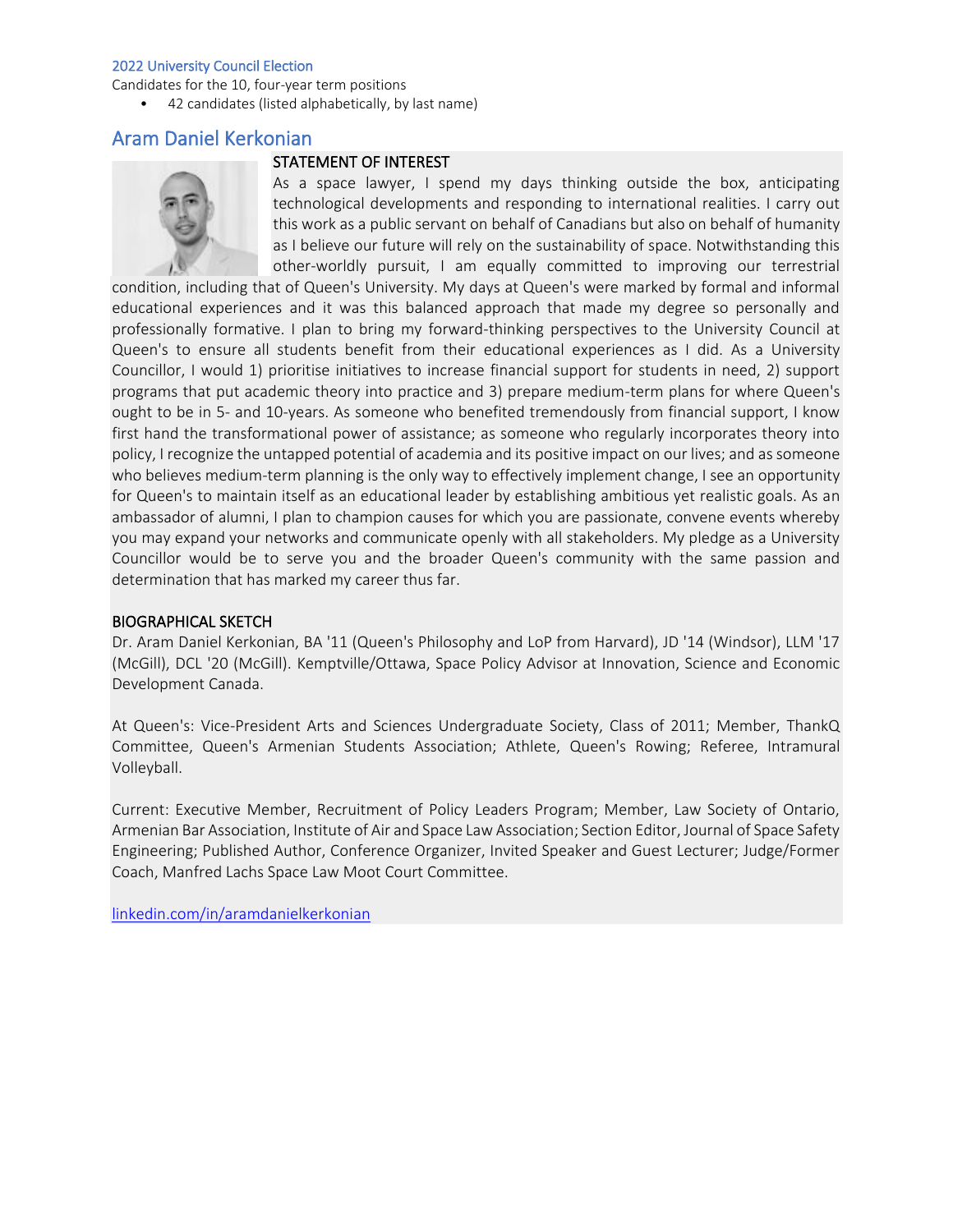2022 University Council Election

Candidates for the 10, four-year term positions

- 42 candidates (listed alphabetically, by last name)

## Aram Daniel Kerkonian

**STATEMENT OF INTEREST**

As a space lawyer, I spend my days thinking outside the box, anticipating technological developments and responding to international realities. I carry out this work as a public servant on behalf of Canadians but also on behalf of humanity as I believe our future will rely on the sustainability of space. Notwithstanding this other-worldly pursuit, I am equally committed to improving our terrestrial condition, including that of Queen's University. My days at Queen's were marked by formal and informal educational experiences and it was this balanced approach that made my degree so personally and professionally formative. I plan to bring my forward-thinking perspectives to the University Council at Queen's to ensure all students benefit from their educational experiences as I did. As a University Councillor, I would 1) prioritise initiatives to increase financial support for students in need, 2) support programs that put academic theory into practice and 3) prepare medium-term plans for where Queen's ought to be in 5- and 10-years. As someone who benefited tremendously from financial support, I know first hand the transformational power of assistance; as someone who regularly incorporates theory into policy, I recognize the untapped potential of academia and its positive impact on our lives; and as someone who believes medium-term planning is the only way to effectively implement change, I see an opportunity for Queen's to maintain itself as an educational leader by establishing ambitious yet realistic goals. As an ambassador of alumni, I plan to champion causes for which you are passionate, convene events whereby you may expand your networks and communicate openly with all stakeholders. My pledge as a University Councillor would be to serve you and the broader Queen's community with the same passion and determination that has marked my career thus far.

**BIOGRAPHICAL SKETCH**

Dr. Aram Daniel Kerkonian, BA '11 (Queen's Philosophy and LoP from Harvard), JD '14 (Windsor), LLM '17 (McGill), DCL '20 (McGill). Kemptville/Ottawa, Space Policy Advisor at Innovation, Science and Economic Development Canada.

At Queen's: Vice-President Arts and Sciences Undergraduate Society, Class of 2011; Member, ThankQ Committee, Queen's Armenian Students Association; Athlete, Queen's Rowing; Referee, Intramural Volleyball.

Current: Executive Member, Recruitment of Policy Leaders Program; Member, Law Society of Ontario, Armenian Bar Association, Institute of Air and Space Law Association; Section Editor, Journal of Space Safety Engineering; Published Author, Conference Organizer, Invited Speaker and Guest Lecturer; Judge/Former Coach, Manfred Lachs Space Law Moot Court Committee.

linkedin.com/in/aramdanielkerkonian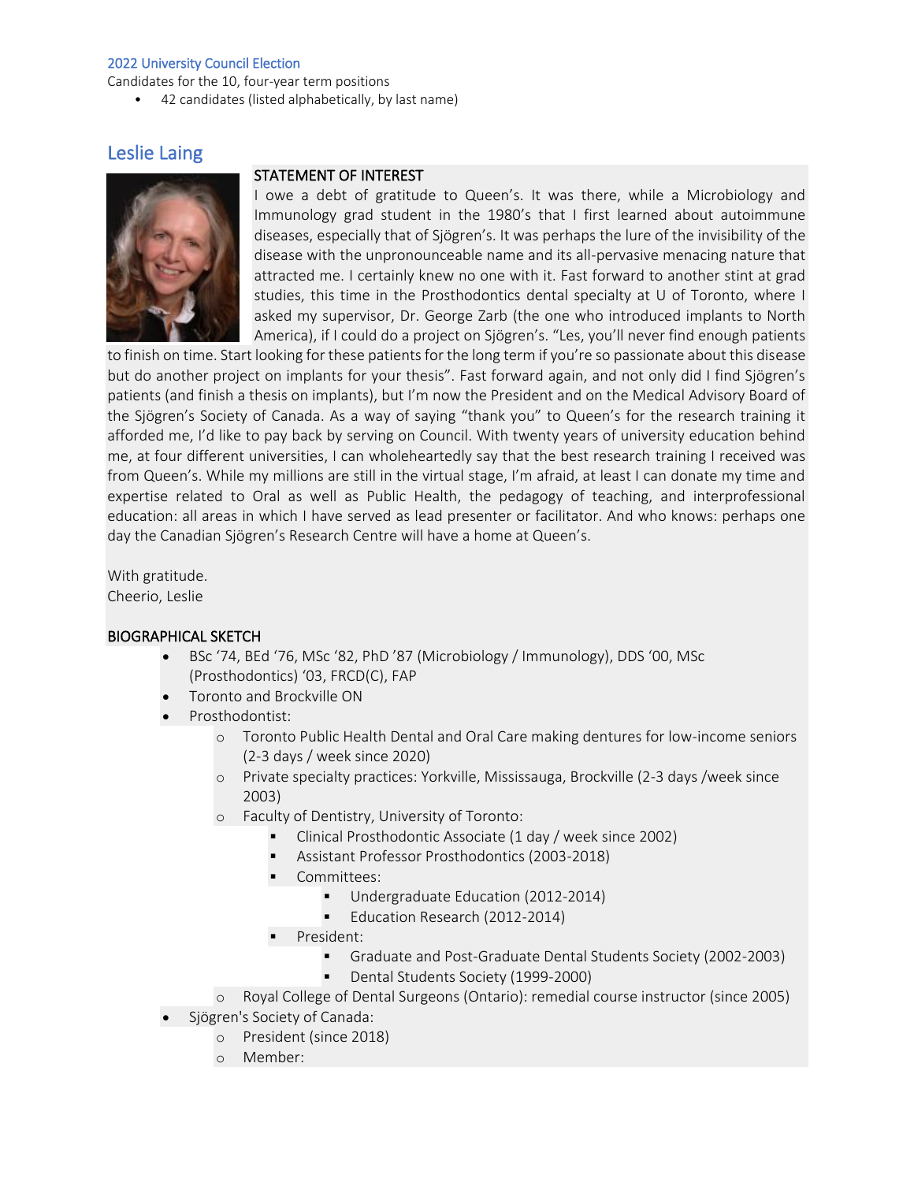2022 University Council Election

Candidates for the 10, four-year term positions

- 42 candidates (listed alphabetically, by last name)

## Leslie Laing

STATEMENT OF INTEREST

I owe a debt of gratitude to Queen's. It was there, while a Microbiology and Immunology grad student in the 1980's that I first learned about autoimmune diseases, especially that of Sjögren's. It was perhaps the lure of the invisibility of the disease with the unpronounceable name and its all-pervasive menacing nature that attracted me. I certainly knew no one with it. Fast forward to another stint at grad studies, this time in the Prosthodontics dental specialty at U of Toronto, where I asked my supervisor, Dr. George Zarb (the one who introduced implants to North America), if I could do a project on Sjögren's. "Les, you'll never find enough patients to finish on time. Start looking for these patients for the long term if you're so passionate about this disease but do another project on implants for your thesis". Fast forward again, and not only did I find Sjögren's patients (and finish a thesis on implants), but I'm now the President and on the Medical Advisory Board of the Sjögren's Society of Canada. As a way of saying "thank you" to Queen's for the research training it afforded me, I'd like to pay back by serving on Council. With twenty years of university education behind me, at four different universities, I can wholeheartedly say that the best research training I received was from Queen's. While my millions are still in the virtual stage, I'm afraid, at least I can donate my time and expertise related to Oral as well as Public Health, the pedagogy of teaching, and interprofessional education: all areas in which I have served as lead presenter or facilitator. And who knows: perhaps one day the Canadian Sjögren's Research Centre will have a home at Queen's.

With gratitude.
Cheerio, Leslie

BIOGRAPHICAL SKETCH

- BSc '74, BEd '76, MSc '82, PhD '87 (Microbiology / Immunology), DDS '00, MSc (Prosthodontics) '03, FRCD(C), FAP
- Toronto and Brockville ON
- Prosthodontist:
  - Toronto Public Health Dental and Oral Care making dentures for low-income seniors (2-3 days / week since 2020)
  - Private specialty practices: Yorkville, Mississauga, Brockville (2-3 days /week since 2003)
  - Faculty of Dentistry, University of Toronto:
    - Clinical Prosthodontic Associate (1 day / week since 2002)
    - Assistant Professor Prosthodontics (2003-2018)
    - Committees:
      - Undergraduate Education (2012-2014)
      - Education Research (2012-2014)
    - President:
      - Graduate and Post-Graduate Dental Students Society (2002-2003)
      - Dental Students Society (1999-2000)
  - Royal College of Dental Surgeons (Ontario): remedial course instructor (since 2005)
- Sjögren's Society of Canada:
  - President (since 2018)
  - Member: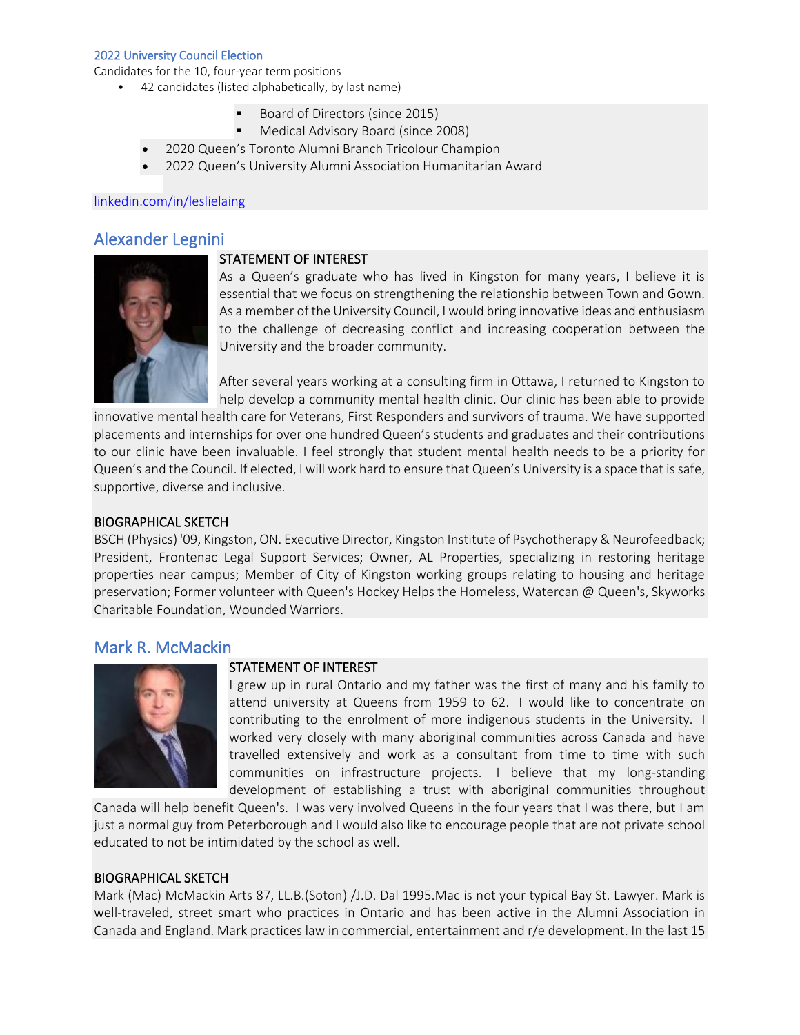2022 University Council Election

Candidates for the 10, four-year term positions

- 42 candidates (listed alphabetically, by last name)

    - Board of Directors (since 2015)
    - Medical Advisory Board (since 2008)
- 2020 Queen's Toronto Alumni Branch Tricolour Champion
- 2022 Queen's University Alumni Association Humanitarian Award

linkedin.com/in/leslielaing

## Alexander Legnini

STATEMENT OF INTEREST

As a Queen's graduate who has lived in Kingston for many years, I believe it is essential that we focus on strengthening the relationship between Town and Gown. As a member of the University Council, I would bring innovative ideas and enthusiasm to the challenge of decreasing conflict and increasing cooperation between the University and the broader community.

After several years working at a consulting firm in Ottawa, I returned to Kingston to help develop a community mental health clinic. Our clinic has been able to provide innovative mental health care for Veterans, First Responders and survivors of trauma. We have supported placements and internships for over one hundred Queen's students and graduates and their contributions to our clinic have been invaluable. I feel strongly that student mental health needs to be a priority for Queen's and the Council. If elected, I will work hard to ensure that Queen's University is a space that is safe, supportive, diverse and inclusive.

BIOGRAPHICAL SKETCH

BSCH (Physics) '09, Kingston, ON. Executive Director, Kingston Institute of Psychotherapy & Neurofeedback; President, Frontenac Legal Support Services; Owner, AL Properties, specializing in restoring heritage properties near campus; Member of City of Kingston working groups relating to housing and heritage preservation; Former volunteer with Queen's Hockey Helps the Homeless, Watercan @ Queen's, Skyworks Charitable Foundation, Wounded Warriors.

## Mark R. McMackin

STATEMENT OF INTEREST

I grew up in rural Ontario and my father was the first of many and his family to attend university at Queens from 1959 to 62. I would like to concentrate on contributing to the enrolment of more indigenous students in the University. I worked very closely with many aboriginal communities across Canada and have travelled extensively and work as a consultant from time to time with such communities on infrastructure projects. I believe that my long-standing development of establishing a trust with aboriginal communities throughout Canada will help benefit Queen's. I was very involved Queens in the four years that I was there, but I am just a normal guy from Peterborough and I would also like to encourage people that are not private school educated to not be intimidated by the school as well.

BIOGRAPHICAL SKETCH

Mark (Mac) McMackin Arts 87, LL.B.(Soton) /J.D. Dal 1995.Mac is not your typical Bay St. Lawyer. Mark is well-traveled, street smart who practices in Ontario and has been active in the Alumni Association in Canada and England. Mark practices law in commercial, entertainment and r/e development. In the last 15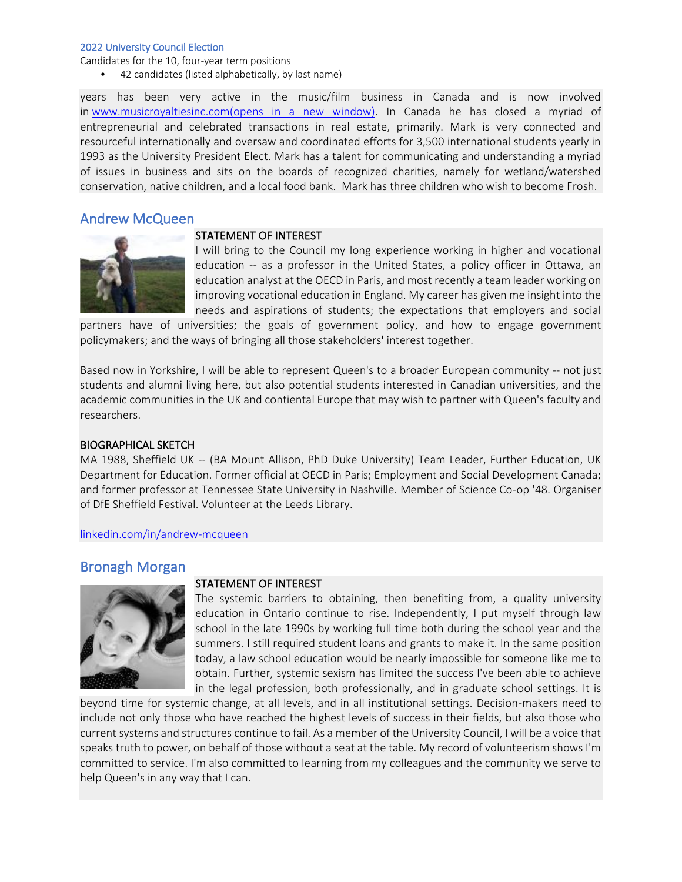years has been very active in the music/film business in Canada and is now involved in [www.musicroyaltiesinc.com(opens in a new window)](www.musicroyaltiesinc.com). In Canada he has closed a myriad of entrepreneurial and celebrated transactions in real estate, primarily. Mark is very connected and resourceful internationally and oversaw and coordinated efforts for 3,500 international students yearly in 1993 as the University President Elect. Mark has a talent for communicating and understanding a myriad of issues in business and sits on the boards of recognized charities, namely for wetland/watershed conservation, native children, and a local food bank. Mark has three children who wish to become Frosh.

## Andrew McQueen

### STATEMENT OF INTEREST

I will bring to the Council my long experience working in higher and vocational education -- as a professor in the United States, a policy officer in Ottawa, an education analyst at the OECD in Paris, and most recently a team leader working on improving vocational education in England. My career has given me insight into the needs and aspirations of students; the expectations that employers and social partners have of universities; the goals of government policy, and how to engage government policymakers; and the ways of bringing all those stakeholders' interest together.

Based now in Yorkshire, I will be able to represent Queen's to a broader European community -- not just students and alumni living here, but also potential students interested in Canadian universities, and the academic communities in the UK and contiental Europe that may wish to partner with Queen's faculty and researchers.

### BIOGRAPHICAL SKETCH

MA 1988, Sheffield UK -- (BA Mount Allison, PhD Duke University) Team Leader, Further Education, UK Department for Education. Former official at OECD in Paris; Employment and Social Development Canada; and former professor at Tennessee State University in Nashville. Member of Science Co-op '48. Organiser of DfE Sheffield Festival. Volunteer at the Leeds Library.

[linkedin.com/in/andrew-mcqueen](linkedin.com/in/andrew-mcqueen)

## Bronagh Morgan

### STATEMENT OF INTEREST

The systemic barriers to obtaining, then benefiting from, a quality university education in Ontario continue to rise. Independently, I put myself through law school in the late 1990s by working full time both during the school year and the summers. I still required student loans and grants to make it. In the same position today, a law school education would be nearly impossible for someone like me to obtain. Further, systemic sexism has limited the success I've been able to achieve in the legal profession, both professionally, and in graduate school settings. It is beyond time for systemic change, at all levels, and in all institutional settings. Decision-makers need to include not only those who have reached the highest levels of success in their fields, but also those who current systems and structures continue to fail. As a member of the University Council, I will be a voice that speaks truth to power, on behalf of those without a seat at the table. My record of volunteerism shows I'm committed to service. I'm also committed to learning from my colleagues and the community we serve to help Queen's in any way that I can.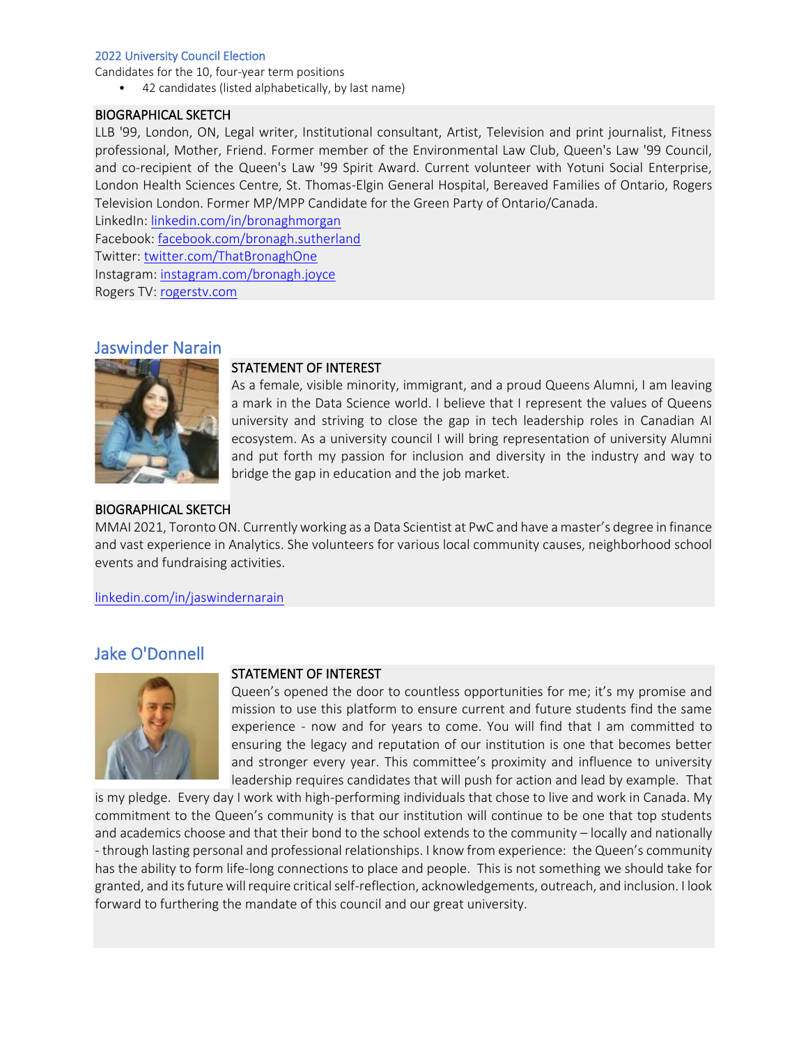2022 University Council Election

Candidates for the 10, four-year term positions

- 42 candidates (listed alphabetically, by last name)

BIOGRAPHICAL SKETCH

LLB '99, London, ON, Legal writer, Institutional consultant, Artist, Television and print journalist, Fitness professional, Mother, Friend. Former member of the Environmental Law Club, Queen's Law '99 Council, and co-recipient of the Queen's Law '99 Spirit Award. Current volunteer with Yotuni Social Enterprise, London Health Sciences Centre, St. Thomas-Elgin General Hospital, Bereaved Families of Ontario, Rogers Television London. Former MP/MPP Candidate for the Green Party of Ontario/Canada.

LinkedIn: linkedin.com/in/bronaghmorgan
Facebook: facebook.com/bronagh.sutherland
Twitter: twitter.com/ThatBronaghOne
Instagram: instagram.com/bronagh.joyce
Rogers TV: rogerstv.com

## Jaswinder Narain

STATEMENT OF INTEREST

As a female, visible minority, immigrant, and a proud Queens Alumni, I am leaving a mark in the Data Science world. I believe that I represent the values of Queens university and striving to close the gap in tech leadership roles in Canadian AI ecosystem. As a university council I will bring representation of university Alumni and put forth my passion for inclusion and diversity in the industry and way to bridge the gap in education and the job market.

BIOGRAPHICAL SKETCH

MMAI 2021, Toronto ON. Currently working as a Data Scientist at PwC and have a master's degree in finance and vast experience in Analytics. She volunteers for various local community causes, neighborhood school events and fundraising activities.

linkedin.com/in/jaswindernarain

## Jake O'Donnell

STATEMENT OF INTEREST

Queen's opened the door to countless opportunities for me; it's my promise and mission to use this platform to ensure current and future students find the same experience - now and for years to come. You will find that I am committed to ensuring the legacy and reputation of our institution is one that becomes better and stronger every year. This committee's proximity and influence to university leadership requires candidates that will push for action and lead by example. That is my pledge. Every day I work with high-performing individuals that chose to live and work in Canada. My commitment to the Queen's community is that our institution will continue to be one that top students and academics choose and that their bond to the school extends to the community – locally and nationally - through lasting personal and professional relationships. I know from experience: the Queen's community has the ability to form life-long connections to place and people. This is not something we should take for granted, and its future will require critical self-reflection, acknowledgements, outreach, and inclusion. I look forward to furthering the mandate of this council and our great university.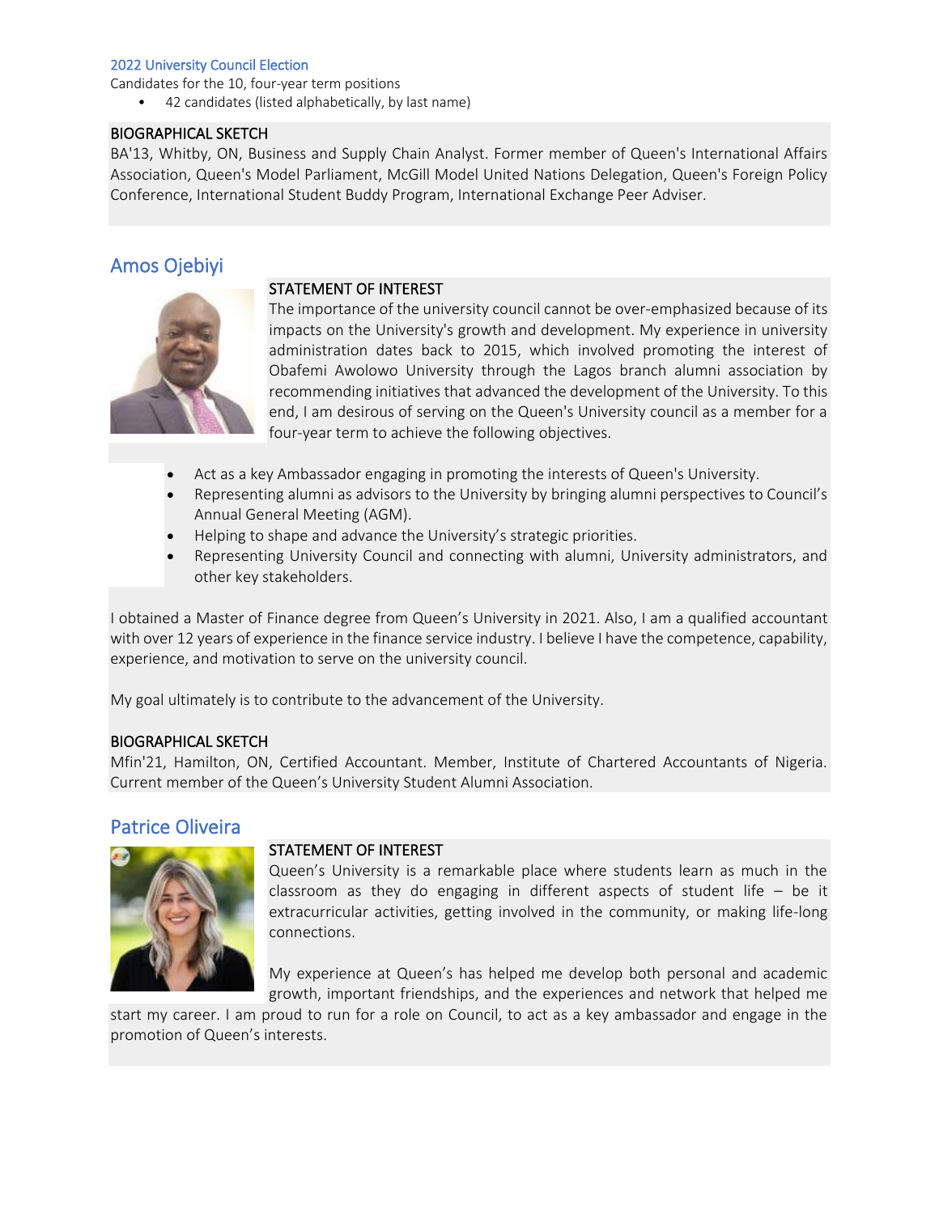2022 University Council Election

Candidates for the 10, four-year term positions

- 42 candidates (listed alphabetically, by last name)

BIOGRAPHICAL SKETCH

BA'13, Whitby, ON, Business and Supply Chain Analyst. Former member of Queen's International Affairs Association, Queen's Model Parliament, McGill Model United Nations Delegation, Queen's Foreign Policy Conference, International Student Buddy Program, International Exchange Peer Adviser.

## Amos Ojebiyi

STATEMENT OF INTEREST

The importance of the university council cannot be over-emphasized because of its impacts on the University's growth and development. My experience in university administration dates back to 2015, which involved promoting the interest of Obafemi Awolowo University through the Lagos branch alumni association by recommending initiatives that advanced the development of the University. To this end, I am desirous of serving on the Queen's University council as a member for a four-year term to achieve the following objectives.

- Act as a key Ambassador engaging in promoting the interests of Queen's University.
- Representing alumni as advisors to the University by bringing alumni perspectives to Council's Annual General Meeting (AGM).
- Helping to shape and advance the University's strategic priorities.
- Representing University Council and connecting with alumni, University administrators, and other key stakeholders.

I obtained a Master of Finance degree from Queen's University in 2021. Also, I am a qualified accountant with over 12 years of experience in the finance service industry. I believe I have the competence, capability, experience, and motivation to serve on the university council.

My goal ultimately is to contribute to the advancement of the University.

BIOGRAPHICAL SKETCH

Mfin'21, Hamilton, ON, Certified Accountant. Member, Institute of Chartered Accountants of Nigeria. Current member of the Queen's University Student Alumni Association.

## Patrice Oliveira

STATEMENT OF INTEREST

Queen's University is a remarkable place where students learn as much in the classroom as they do engaging in different aspects of student life – be it extracurricular activities, getting involved in the community, or making life-long connections.

My experience at Queen's has helped me develop both personal and academic growth, important friendships, and the experiences and network that helped me start my career. I am proud to run for a role on Council, to act as a key ambassador and engage in the promotion of Queen's interests.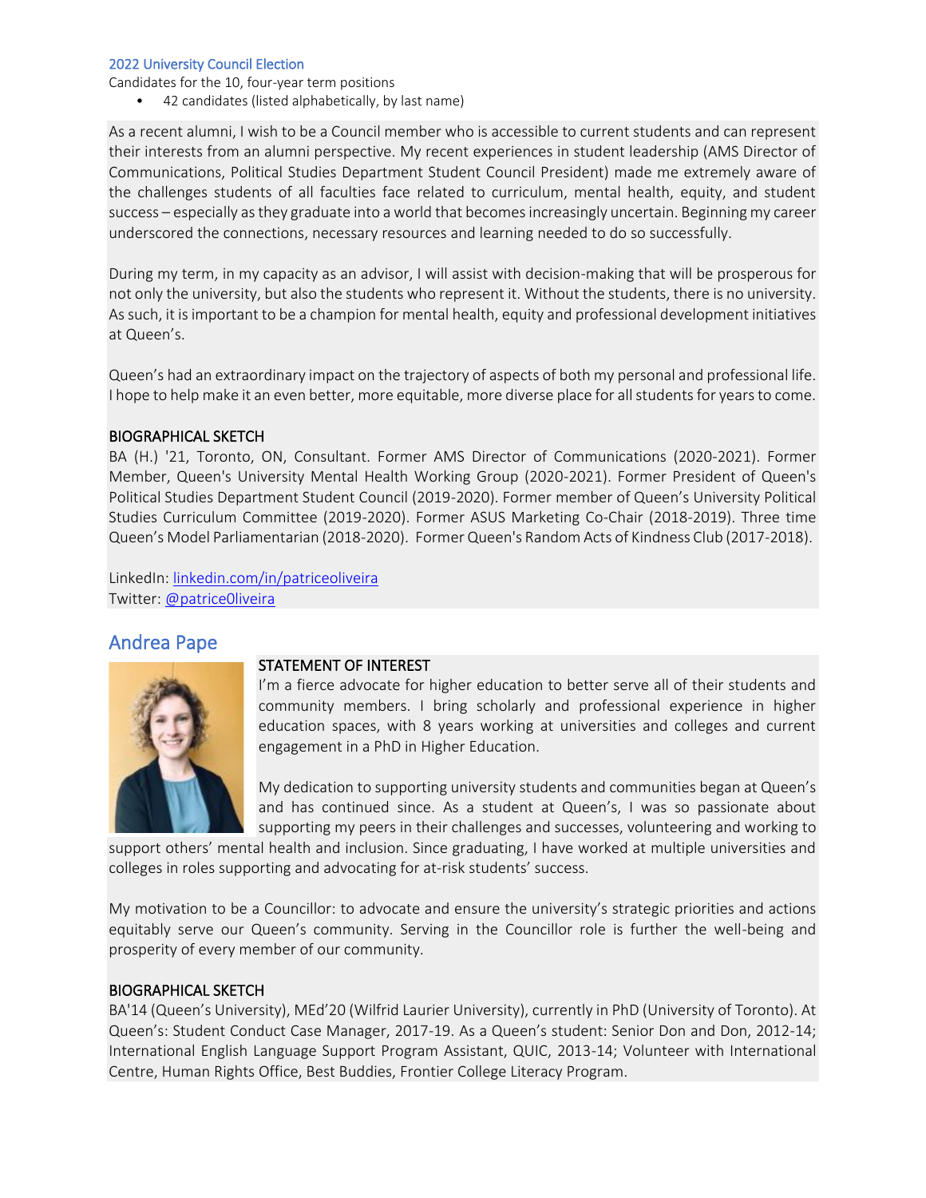2022 University Council Election

Candidates for the 10, four-year term positions

- 42 candidates (listed alphabetically, by last name)

As a recent alumni, I wish to be a Council member who is accessible to current students and can represent their interests from an alumni perspective. My recent experiences in student leadership (AMS Director of Communications, Political Studies Department Student Council President) made me extremely aware of the challenges students of all faculties face related to curriculum, mental health, equity, and student success – especially as they graduate into a world that becomes increasingly uncertain. Beginning my career underscored the connections, necessary resources and learning needed to do so successfully.

During my term, in my capacity as an advisor, I will assist with decision-making that will be prosperous for not only the university, but also the students who represent it. Without the students, there is no university. As such, it is important to be a champion for mental health, equity and professional development initiatives at Queen's.

Queen's had an extraordinary impact on the trajectory of aspects of both my personal and professional life. I hope to help make it an even better, more equitable, more diverse place for all students for years to come.

BIOGRAPHICAL SKETCH

BA (H.) '21, Toronto, ON, Consultant. Former AMS Director of Communications (2020-2021). Former Member, Queen's University Mental Health Working Group (2020-2021). Former President of Queen's Political Studies Department Student Council (2019-2020). Former member of Queen's University Political Studies Curriculum Committee (2019-2020). Former ASUS Marketing Co-Chair (2018-2019). Three time Queen's Model Parliamentarian (2018-2020). Former Queen's Random Acts of Kindness Club (2017-2018).

LinkedIn: [linkedin.com/in/patriceoliveira](linkedin.com/in/patriceoliveira)
Twitter: [@patrice0liveira](@patrice0liveira)

## Andrea Pape

STATEMENT OF INTEREST

I'm a fierce advocate for higher education to better serve all of their students and community members. I bring scholarly and professional experience in higher education spaces, with 8 years working at universities and colleges and current engagement in a PhD in Higher Education.

My dedication to supporting university students and communities began at Queen's and has continued since. As a student at Queen's, I was so passionate about supporting my peers in their challenges and successes, volunteering and working to support others' mental health and inclusion. Since graduating, I have worked at multiple universities and colleges in roles supporting and advocating for at-risk students' success.

My motivation to be a Councillor: to advocate and ensure the university's strategic priorities and actions equitably serve our Queen's community. Serving in the Councillor role is further the well-being and prosperity of every member of our community.

BIOGRAPHICAL SKETCH

BA'14 (Queen's University), MEd'20 (Wilfrid Laurier University), currently in PhD (University of Toronto). At Queen's: Student Conduct Case Manager, 2017-19. As a Queen's student: Senior Don and Don, 2012-14; International English Language Support Program Assistant, QUIC, 2013-14; Volunteer with International Centre, Human Rights Office, Best Buddies, Frontier College Literacy Program.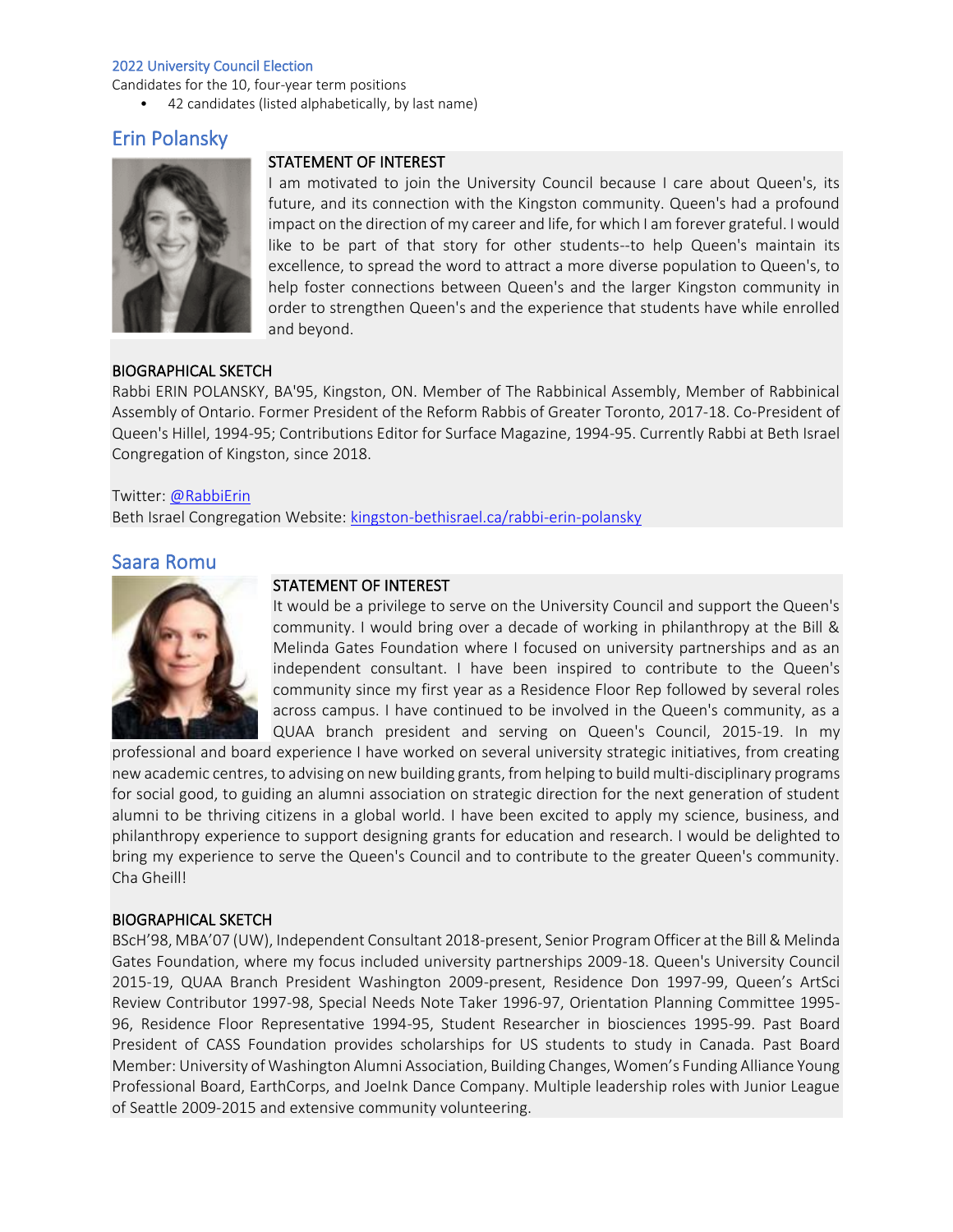2022 University Council Election

Candidates for the 10, four-year term positions

- 42 candidates (listed alphabetically, by last name)

## Erin Polansky

STATEMENT OF INTEREST

I am motivated to join the University Council because I care about Queen's, its future, and its connection with the Kingston community. Queen's had a profound impact on the direction of my career and life, for which I am forever grateful. I would like to be part of that story for other students--to help Queen's maintain its excellence, to spread the word to attract a more diverse population to Queen's, to help foster connections between Queen's and the larger Kingston community in order to strengthen Queen's and the experience that students have while enrolled and beyond.

BIOGRAPHICAL SKETCH

Rabbi ERIN POLANSKY, BA'95, Kingston, ON. Member of The Rabbinical Assembly, Member of Rabbinical Assembly of Ontario. Former President of the Reform Rabbis of Greater Toronto, 2017-18. Co-President of Queen's Hillel, 1994-95; Contributions Editor for Surface Magazine, 1994-95. Currently Rabbi at Beth Israel Congregation of Kingston, since 2018.

Twitter: @RabbiErin

Beth Israel Congregation Website: kingston-bethisrael.ca/rabbi-erin-polansky

## Saara Romu

STATEMENT OF INTEREST

It would be a privilege to serve on the University Council and support the Queen's community. I would bring over a decade of working in philanthropy at the Bill & Melinda Gates Foundation where I focused on university partnerships and as an independent consultant. I have been inspired to contribute to the Queen's community since my first year as a Residence Floor Rep followed by several roles across campus. I have continued to be involved in the Queen's community, as a QUAA branch president and serving on Queen's Council, 2015-19. In my professional and board experience I have worked on several university strategic initiatives, from creating new academic centres, to advising on new building grants, from helping to build multi-disciplinary programs for social good, to guiding an alumni association on strategic direction for the next generation of student alumni to be thriving citizens in a global world. I have been excited to apply my science, business, and philanthropy experience to support designing grants for education and research. I would be delighted to bring my experience to serve the Queen's Council and to contribute to the greater Queen's community. Cha Gheill!

BIOGRAPHICAL SKETCH

BScH'98, MBA'07 (UW), Independent Consultant 2018-present, Senior Program Officer at the Bill & Melinda Gates Foundation, where my focus included university partnerships 2009-18. Queen's University Council 2015-19, QUAA Branch President Washington 2009-present, Residence Don 1997-99, Queen's ArtSci Review Contributor 1997-98, Special Needs Note Taker 1996-97, Orientation Planning Committee 1995-96, Residence Floor Representative 1994-95, Student Researcher in biosciences 1995-99. Past Board President of CASS Foundation provides scholarships for US students to study in Canada. Past Board Member: University of Washington Alumni Association, Building Changes, Women's Funding Alliance Young Professional Board, EarthCorps, and JoeInk Dance Company. Multiple leadership roles with Junior League of Seattle 2009-2015 and extensive community volunteering.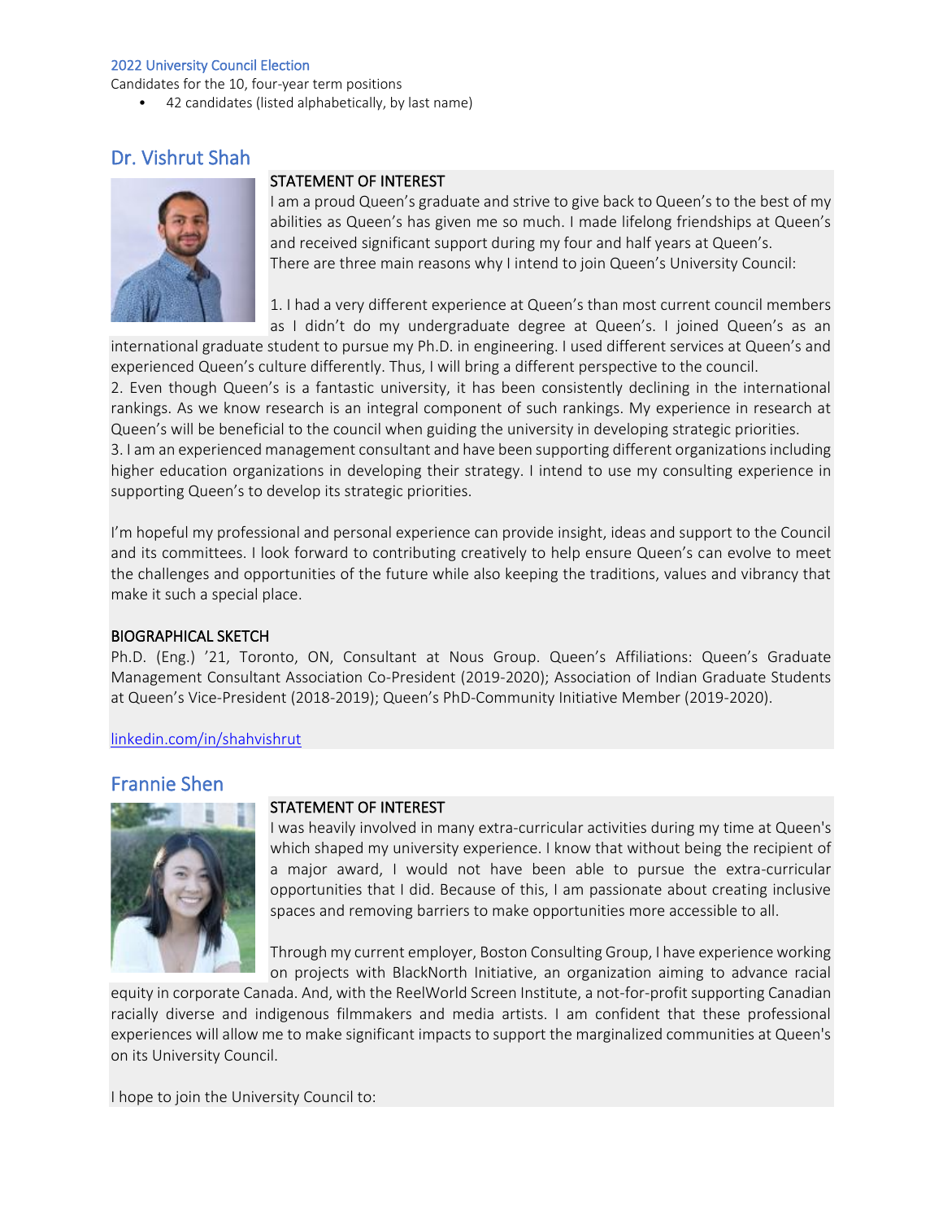2022 University Council Election

Candidates for the 10, four-year term positions

- 42 candidates (listed alphabetically, by last name)

## Dr. Vishrut Shah

**STATEMENT OF INTEREST**

I am a proud Queen's graduate and strive to give back to Queen's to the best of my abilities as Queen's has given me so much. I made lifelong friendships at Queen's and received significant support during my four and half years at Queen's.
There are three main reasons why I intend to join Queen's University Council:

1. I had a very different experience at Queen's than most current council members as I didn't do my undergraduate degree at Queen's. I joined Queen's as an international graduate student to pursue my Ph.D. in engineering. I used different services at Queen's and experienced Queen's culture differently. Thus, I will bring a different perspective to the council.
2. Even though Queen's is a fantastic university, it has been consistently declining in the international rankings. As we know research is an integral component of such rankings. My experience in research at Queen's will be beneficial to the council when guiding the university in developing strategic priorities.
3. I am an experienced management consultant and have been supporting different organizations including higher education organizations in developing their strategy. I intend to use my consulting experience in supporting Queen's to develop its strategic priorities.

I'm hopeful my professional and personal experience can provide insight, ideas and support to the Council and its committees. I look forward to contributing creatively to help ensure Queen's can evolve to meet the challenges and opportunities of the future while also keeping the traditions, values and vibrancy that make it such a special place.

**BIOGRAPHICAL SKETCH**

Ph.D. (Eng.) '21, Toronto, ON, Consultant at Nous Group. Queen's Affiliations: Queen's Graduate Management Consultant Association Co-President (2019-2020); Association of Indian Graduate Students at Queen's Vice-President (2018-2019); Queen's PhD-Community Initiative Member (2019-2020).

linkedin.com/in/shahvishrut

## Frannie Shen

**STATEMENT OF INTEREST**

I was heavily involved in many extra-curricular activities during my time at Queen's which shaped my university experience. I know that without being the recipient of a major award, I would not have been able to pursue the extra-curricular opportunities that I did. Because of this, I am passionate about creating inclusive spaces and removing barriers to make opportunities more accessible to all.

Through my current employer, Boston Consulting Group, I have experience working on projects with BlackNorth Initiative, an organization aiming to advance racial equity in corporate Canada. And, with the ReelWorld Screen Institute, a not-for-profit supporting Canadian racially diverse and indigenous filmmakers and media artists. I am confident that these professional experiences will allow me to make significant impacts to support the marginalized communities at Queen's on its University Council.

I hope to join the University Council to: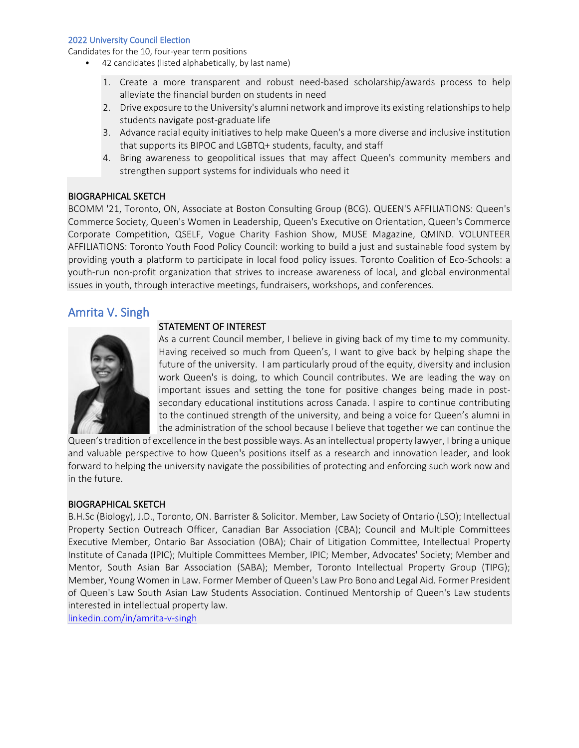2022 University Council Election

Candidates for the 10, four-year term positions

- 42 candidates (listed alphabetically, by last name)

1. Create a more transparent and robust need-based scholarship/awards process to help alleviate the financial burden on students in need
2. Drive exposure to the University's alumni network and improve its existing relationships to help students navigate post-graduate life
3. Advance racial equity initiatives to help make Queen's a more diverse and inclusive institution that supports its BIPOC and LGBTQ+ students, faculty, and staff
4. Bring awareness to geopolitical issues that may affect Queen's community members and strengthen support systems for individuals who need it

BIOGRAPHICAL SKETCH

BCOMM '21, Toronto, ON, Associate at Boston Consulting Group (BCG). QUEEN'S AFFILIATIONS: Queen's Commerce Society, Queen's Women in Leadership, Queen's Executive on Orientation, Queen's Commerce Corporate Competition, QSELF, Vogue Charity Fashion Show, MUSE Magazine, QMIND. VOLUNTEER AFFILIATIONS: Toronto Youth Food Policy Council: working to build a just and sustainable food system by providing youth a platform to participate in local food policy issues. Toronto Coalition of Eco-Schools: a youth-run non-profit organization that strives to increase awareness of local, and global environmental issues in youth, through interactive meetings, fundraisers, workshops, and conferences.

## Amrita V. Singh

STATEMENT OF INTEREST

As a current Council member, I believe in giving back of my time to my community. Having received so much from Queen's, I want to give back by helping shape the future of the university. I am particularly proud of the equity, diversity and inclusion work Queen's is doing, to which Council contributes. We are leading the way on important issues and setting the tone for positive changes being made in post-secondary educational institutions across Canada. I aspire to continue contributing to the continued strength of the university, and being a voice for Queen's alumni in the administration of the school because I believe that together we can continue the Queen's tradition of excellence in the best possible ways. As an intellectual property lawyer, I bring a unique and valuable perspective to how Queen's positions itself as a research and innovation leader, and look forward to helping the university navigate the possibilities of protecting and enforcing such work now and in the future.

BIOGRAPHICAL SKETCH

B.H.Sc (Biology), J.D., Toronto, ON. Barrister & Solicitor. Member, Law Society of Ontario (LSO); Intellectual Property Section Outreach Officer, Canadian Bar Association (CBA); Council and Multiple Committees Executive Member, Ontario Bar Association (OBA); Chair of Litigation Committee, Intellectual Property Institute of Canada (IPIC); Multiple Committees Member, IPIC; Member, Advocates' Society; Member and Mentor, South Asian Bar Association (SABA); Member, Toronto Intellectual Property Group (TIPG); Member, Young Women in Law. Former Member of Queen's Law Pro Bono and Legal Aid. Former President of Queen's Law South Asian Law Students Association. Continued Mentorship of Queen's Law students interested in intellectual property law.

linkedin.com/in/amrita-v-singh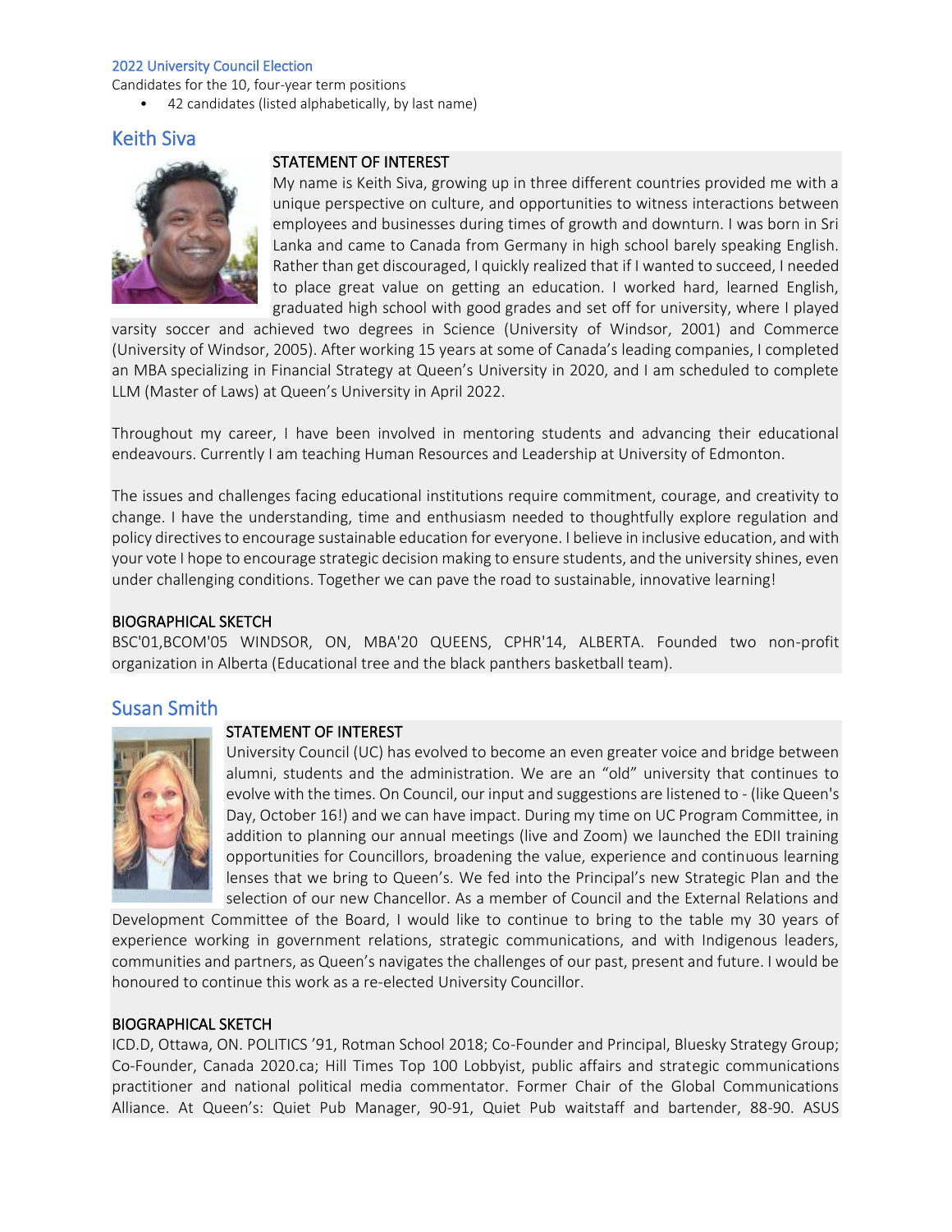2022 University Council Election

Candidates for the 10, four-year term positions

- 42 candidates (listed alphabetically, by last name)

## Keith Siva

STATEMENT OF INTEREST

My name is Keith Siva, growing up in three different countries provided me with a unique perspective on culture, and opportunities to witness interactions between employees and businesses during times of growth and downturn. I was born in Sri Lanka and came to Canada from Germany in high school barely speaking English. Rather than get discouraged, I quickly realized that if I wanted to succeed, I needed to place great value on getting an education. I worked hard, learned English, graduated high school with good grades and set off for university, where I played varsity soccer and achieved two degrees in Science (University of Windsor, 2001) and Commerce (University of Windsor, 2005). After working 15 years at some of Canada's leading companies, I completed an MBA specializing in Financial Strategy at Queen's University in 2020, and I am scheduled to complete LLM (Master of Laws) at Queen's University in April 2022.

Throughout my career, I have been involved in mentoring students and advancing their educational endeavours. Currently I am teaching Human Resources and Leadership at University of Edmonton.

The issues and challenges facing educational institutions require commitment, courage, and creativity to change. I have the understanding, time and enthusiasm needed to thoughtfully explore regulation and policy directives to encourage sustainable education for everyone. I believe in inclusive education, and with your vote I hope to encourage strategic decision making to ensure students, and the university shines, even under challenging conditions. Together we can pave the road to sustainable, innovative learning!

BIOGRAPHICAL SKETCH

BSC'01,BCOM'05 WINDSOR, ON, MBA'20 QUEENS, CPHR'14, ALBERTA. Founded two non-profit organization in Alberta (Educational tree and the black panthers basketball team).

## Susan Smith

STATEMENT OF INTEREST

University Council (UC) has evolved to become an even greater voice and bridge between alumni, students and the administration. We are an "old" university that continues to evolve with the times. On Council, our input and suggestions are listened to - (like Queen's Day, October 16!) and we can have impact. During my time on UC Program Committee, in addition to planning our annual meetings (live and Zoom) we launched the EDII training opportunities for Councillors, broadening the value, experience and continuous learning lenses that we bring to Queen's. We fed into the Principal's new Strategic Plan and the selection of our new Chancellor. As a member of Council and the External Relations and Development Committee of the Board, I would like to continue to bring to the table my 30 years of experience working in government relations, strategic communications, and with Indigenous leaders, communities and partners, as Queen's navigates the challenges of our past, present and future. I would be honoured to continue this work as a re-elected University Councillor.

BIOGRAPHICAL SKETCH

ICD.D, Ottawa, ON. POLITICS '91, Rotman School 2018; Co-Founder and Principal, Bluesky Strategy Group; Co-Founder, Canada 2020.ca; Hill Times Top 100 Lobbyist, public affairs and strategic communications practitioner and national political media commentator. Former Chair of the Global Communications Alliance. At Queen's: Quiet Pub Manager, 90-91, Quiet Pub waitstaff and bartender, 88-90. ASUS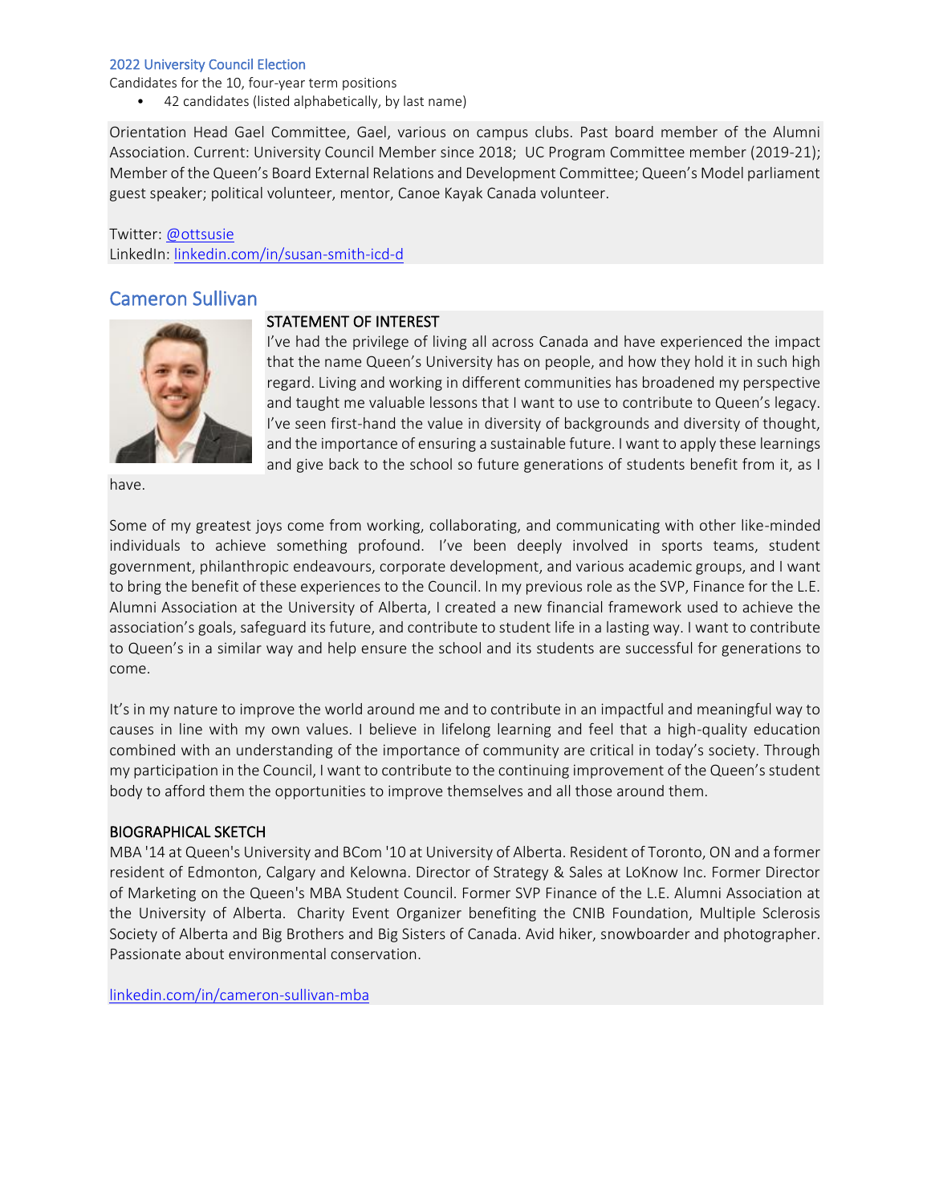2022 University Council Election

Candidates for the 10, four-year term positions

- 42 candidates (listed alphabetically, by last name)

Orientation Head Gael Committee, Gael, various on campus clubs. Past board member of the Alumni Association. Current: University Council Member since 2018; UC Program Committee member (2019-21); Member of the Queen's Board External Relations and Development Committee; Queen's Model parliament guest speaker; political volunteer, mentor, Canoe Kayak Canada volunteer.

Twitter: [@ottsusie](https://twitter.com/ottsusie)
LinkedIn: [linkedin.com/in/susan-smith-icd-d](https://linkedin.com/in/susan-smith-icd-d)

## Cameron Sullivan

### STATEMENT OF INTEREST

I've had the privilege of living all across Canada and have experienced the impact that the name Queen's University has on people, and how they hold it in such high regard. Living and working in different communities has broadened my perspective and taught me valuable lessons that I want to use to contribute to Queen's legacy. I've seen first-hand the value in diversity of backgrounds and diversity of thought, and the importance of ensuring a sustainable future. I want to apply these learnings and give back to the school so future generations of students benefit from it, as I have.

Some of my greatest joys come from working, collaborating, and communicating with other like-minded individuals to achieve something profound. I've been deeply involved in sports teams, student government, philanthropic endeavours, corporate development, and various academic groups, and I want to bring the benefit of these experiences to the Council. In my previous role as the SVP, Finance for the L.E. Alumni Association at the University of Alberta, I created a new financial framework used to achieve the association's goals, safeguard its future, and contribute to student life in a lasting way. I want to contribute to Queen's in a similar way and help ensure the school and its students are successful for generations to come.

It's in my nature to improve the world around me and to contribute in an impactful and meaningful way to causes in line with my own values. I believe in lifelong learning and feel that a high-quality education combined with an understanding of the importance of community are critical in today's society. Through my participation in the Council, I want to contribute to the continuing improvement of the Queen's student body to afford them the opportunities to improve themselves and all those around them.

### BIOGRAPHICAL SKETCH

MBA '14 at Queen's University and BCom '10 at University of Alberta. Resident of Toronto, ON and a former resident of Edmonton, Calgary and Kelowna. Director of Strategy & Sales at LoKnow Inc. Former Director of Marketing on the Queen's MBA Student Council. Former SVP Finance of the L.E. Alumni Association at the University of Alberta. Charity Event Organizer benefiting the CNIB Foundation, Multiple Sclerosis Society of Alberta and Big Brothers and Big Sisters of Canada. Avid hiker, snowboarder and photographer. Passionate about environmental conservation.

[linkedin.com/in/cameron-sullivan-mba](https://linkedin.com/in/cameron-sullivan-mba)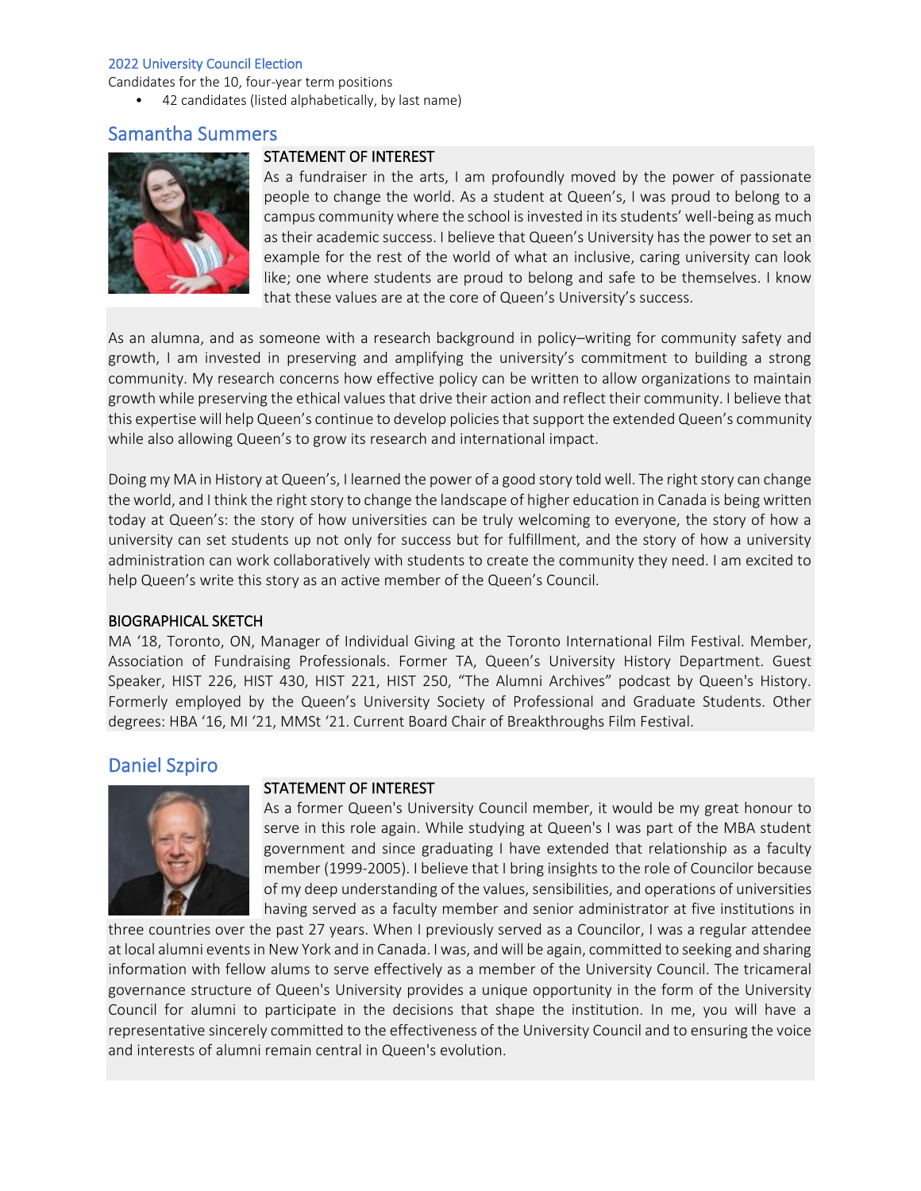2022 University Council Election

Candidates for the 10, four-year term positions

- 42 candidates (listed alphabetically, by last name)

## Samantha Summers

STATEMENT OF INTEREST

As a fundraiser in the arts, I am profoundly moved by the power of passionate people to change the world. As a student at Queen's, I was proud to belong to a campus community where the school is invested in its students' well-being as much as their academic success. I believe that Queen's University has the power to set an example for the rest of the world of what an inclusive, caring university can look like; one where students are proud to belong and safe to be themselves. I know that these values are at the core of Queen's University's success.

As an alumna, and as someone with a research background in policy–writing for community safety and growth, I am invested in preserving and amplifying the university's commitment to building a strong community. My research concerns how effective policy can be written to allow organizations to maintain growth while preserving the ethical values that drive their action and reflect their community. I believe that this expertise will help Queen's continue to develop policies that support the extended Queen's community while also allowing Queen's to grow its research and international impact.

Doing my MA in History at Queen's, I learned the power of a good story told well. The right story can change the world, and I think the right story to change the landscape of higher education in Canada is being written today at Queen's: the story of how universities can be truly welcoming to everyone, the story of how a university can set students up not only for success but for fulfillment, and the story of how a university administration can work collaboratively with students to create the community they need. I am excited to help Queen's write this story as an active member of the Queen's Council.

BIOGRAPHICAL SKETCH

MA '18, Toronto, ON, Manager of Individual Giving at the Toronto International Film Festival. Member, Association of Fundraising Professionals. Former TA, Queen's University History Department. Guest Speaker, HIST 226, HIST 430, HIST 221, HIST 250, "The Alumni Archives" podcast by Queen's History. Formerly employed by the Queen's University Society of Professional and Graduate Students. Other degrees: HBA '16, MI '21, MMSt '21. Current Board Chair of Breakthroughs Film Festival.

## Daniel Szpiro

STATEMENT OF INTEREST

As a former Queen's University Council member, it would be my great honour to serve in this role again. While studying at Queen's I was part of the MBA student government and since graduating I have extended that relationship as a faculty member (1999-2005). I believe that I bring insights to the role of Councilor because of my deep understanding of the values, sensibilities, and operations of universities having served as a faculty member and senior administrator at five institutions in three countries over the past 27 years. When I previously served as a Councilor, I was a regular attendee at local alumni events in New York and in Canada. I was, and will be again, committed to seeking and sharing information with fellow alums to serve effectively as a member of the University Council. The tricameral governance structure of Queen's University provides a unique opportunity in the form of the University Council for alumni to participate in the decisions that shape the institution. In me, you will have a representative sincerely committed to the effectiveness of the University Council and to ensuring the voice and interests of alumni remain central in Queen's evolution.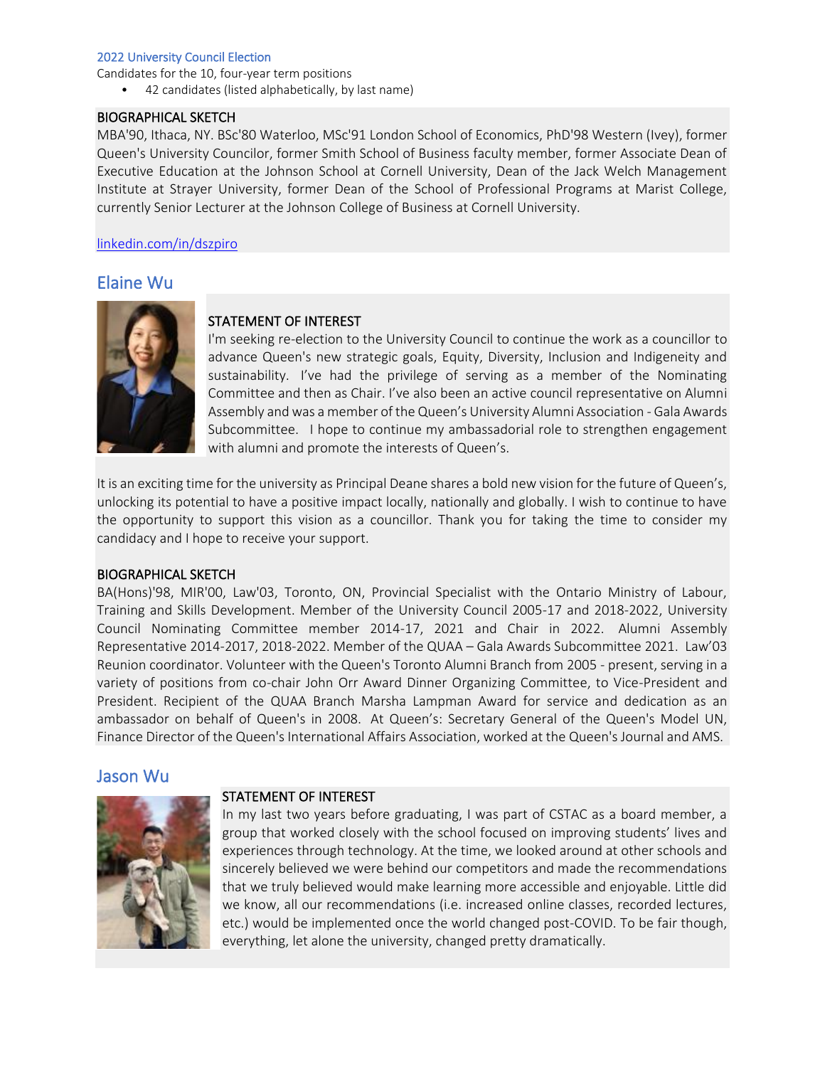2022 University Council Election

Candidates for the 10, four-year term positions

- 42 candidates (listed alphabetically, by last name)

BIOGRAPHICAL SKETCH

MBA'90, Ithaca, NY. BSc'80 Waterloo, MSc'91 London School of Economics, PhD'98 Western (Ivey), former Queen's University Councilor, former Smith School of Business faculty member, former Associate Dean of Executive Education at the Johnson School at Cornell University, Dean of the Jack Welch Management Institute at Strayer University, former Dean of the School of Professional Programs at Marist College, currently Senior Lecturer at the Johnson College of Business at Cornell University.

linkedin.com/in/dszpiro

## Elaine Wu

STATEMENT OF INTEREST

I'm seeking re-election to the University Council to continue the work as a councillor to advance Queen's new strategic goals, Equity, Diversity, Inclusion and Indigeneity and sustainability. I've had the privilege of serving as a member of the Nominating Committee and then as Chair. I've also been an active council representative on Alumni Assembly and was a member of the Queen's University Alumni Association - Gala Awards Subcommittee. I hope to continue my ambassadorial role to strengthen engagement with alumni and promote the interests of Queen's.

It is an exciting time for the university as Principal Deane shares a bold new vision for the future of Queen's, unlocking its potential to have a positive impact locally, nationally and globally. I wish to continue to have the opportunity to support this vision as a councillor. Thank you for taking the time to consider my candidacy and I hope to receive your support.

BIOGRAPHICAL SKETCH

BA(Hons)'98, MIR'00, Law'03, Toronto, ON, Provincial Specialist with the Ontario Ministry of Labour, Training and Skills Development. Member of the University Council 2005-17 and 2018-2022, University Council Nominating Committee member 2014-17, 2021 and Chair in 2022. Alumni Assembly Representative 2014-2017, 2018-2022. Member of the QUAA – Gala Awards Subcommittee 2021. Law'03 Reunion coordinator. Volunteer with the Queen's Toronto Alumni Branch from 2005 - present, serving in a variety of positions from co-chair John Orr Award Dinner Organizing Committee, to Vice-President and President. Recipient of the QUAA Branch Marsha Lampman Award for service and dedication as an ambassador on behalf of Queen's in 2008. At Queen's: Secretary General of the Queen's Model UN, Finance Director of the Queen's International Affairs Association, worked at the Queen's Journal and AMS.

## Jason Wu

STATEMENT OF INTEREST

In my last two years before graduating, I was part of CSTAC as a board member, a group that worked closely with the school focused on improving students' lives and experiences through technology. At the time, we looked around at other schools and sincerely believed we were behind our competitors and made the recommendations that we truly believed would make learning more accessible and enjoyable. Little did we know, all our recommendations (i.e. increased online classes, recorded lectures, etc.) would be implemented once the world changed post-COVID. To be fair though, everything, let alone the university, changed pretty dramatically.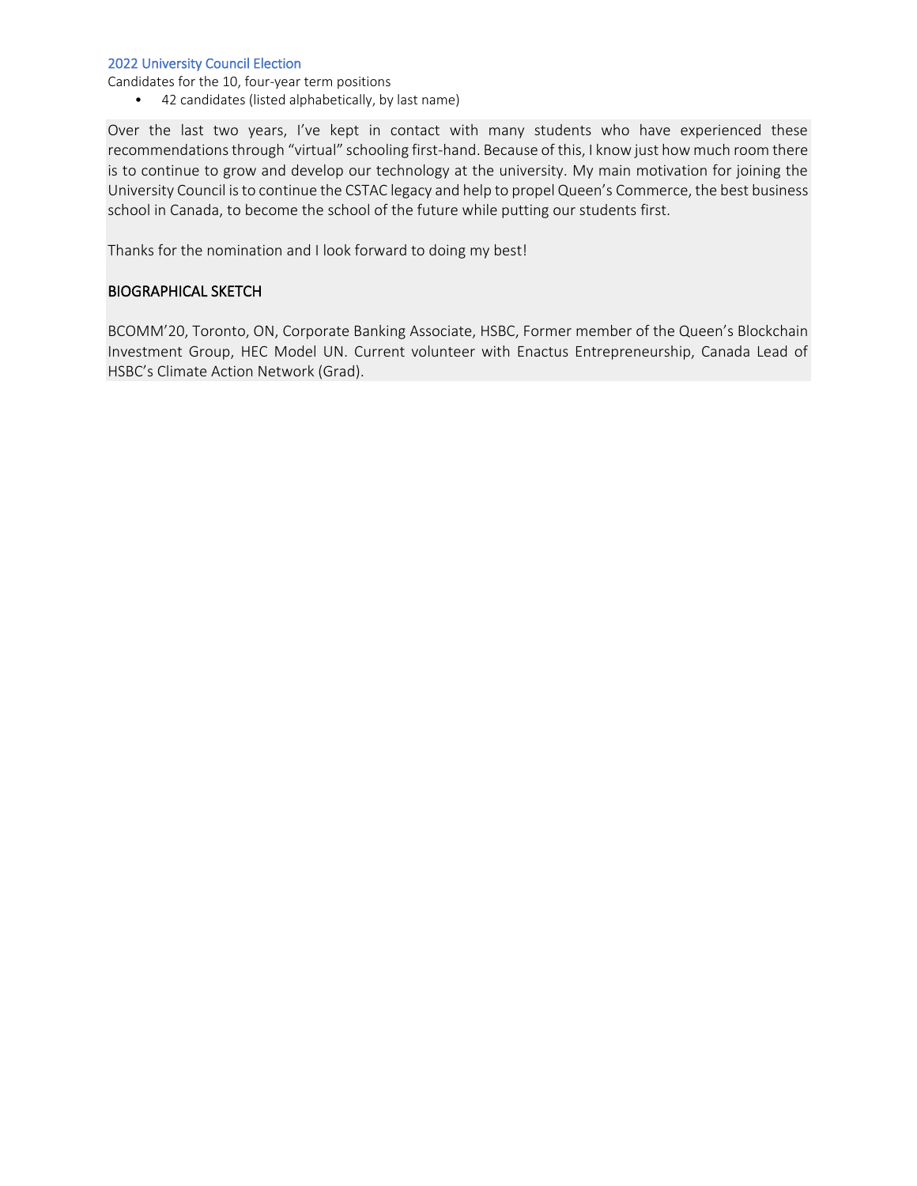2022 University Council Election

Candidates for the 10, four-year term positions

- 42 candidates (listed alphabetically, by last name)

Over the last two years, I've kept in contact with many students who have experienced these recommendations through "virtual" schooling first-hand. Because of this, I know just how much room there is to continue to grow and develop our technology at the university. My main motivation for joining the University Council is to continue the CSTAC legacy and help to propel Queen's Commerce, the best business school in Canada, to become the school of the future while putting our students first.

Thanks for the nomination and I look forward to doing my best!

BIOGRAPHICAL SKETCH

BCOMM'20, Toronto, ON, Corporate Banking Associate, HSBC, Former member of the Queen's Blockchain Investment Group, HEC Model UN. Current volunteer with Enactus Entrepreneurship, Canada Lead of HSBC's Climate Action Network (Grad).